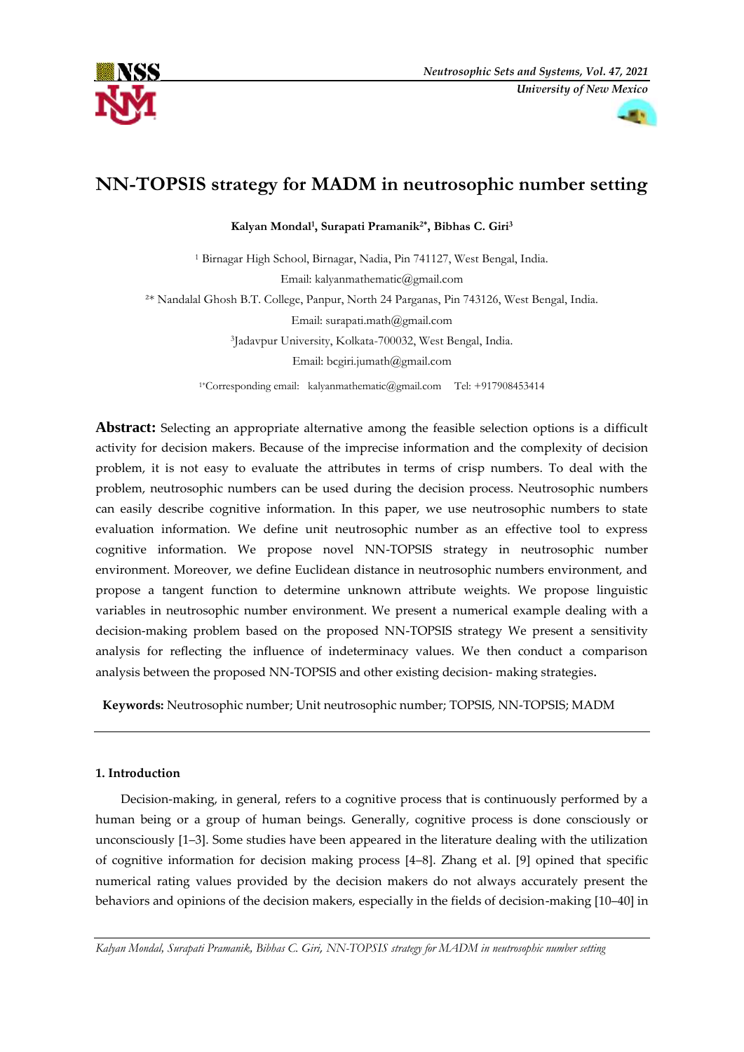# NN-TOPSIS strategy for MADM in neutrosophic number setting

**Kalyan Mondal[1], Surapati Pramanik[2*], Bibhas C. Giri[3]**

[1] Birnagar High School, Birnagar, Nadia, Pin 741127, West Bengal, India.
Email: kalyanmathematic@gmail.com

[2*] Nandalal Ghosh B.T. College, Panpur, North 24 Parganas, Pin 743126, West Bengal, India.
Email: surapati.math@gmail.com

[3] Jadavpur University, Kolkata-700032, West Bengal, India.
Email: bcgiri.jumath@gmail.com

[1*] Corresponding email: kalyanmathematic@gmail.com Tel: +917908453414

**Abstract:** Selecting an appropriate alternative among the feasible selection options is a difficult activity for decision makers. Because of the imprecise information and the complexity of decision problem, it is not easy to evaluate the attributes in terms of crisp numbers. To deal with the problem, neutrosophic numbers can be used during the decision process. Neutrosophic numbers can easily describe cognitive information. In this paper, we use neutrosophic numbers to state evaluation information. We define unit neutrosophic number as an effective tool to express cognitive information. We propose novel NN-TOPSIS strategy in neutrosophic number environment. Moreover, we define Euclidean distance in neutrosophic numbers environment, and propose a tangent function to determine unknown attribute weights. We propose linguistic variables in neutrosophic number environment. We present a numerical example dealing with a decision-making problem based on the proposed NN-TOPSIS strategy We present a sensitivity analysis for reflecting the influence of indeterminacy values. We then conduct a comparison analysis between the proposed NN-TOPSIS and other existing decision- making strategies.

**Keywords:** Neutrosophic number; Unit neutrosophic number; TOPSIS, NN-TOPSIS; MADM

## 1. Introduction

Decision-making, in general, refers to a cognitive process that is continuously performed by a human being or a group of human beings. Generally, cognitive process is done consciously or unconsciously [1–3]. Some studies have been appeared in the literature dealing with the utilization of cognitive information for decision making process [4–8]. Zhang et al. [9] opined that specific numerical rating values provided by the decision makers do not always accurately present the behaviors and opinions of the decision makers, especially in the fields of decision-making [10–40] in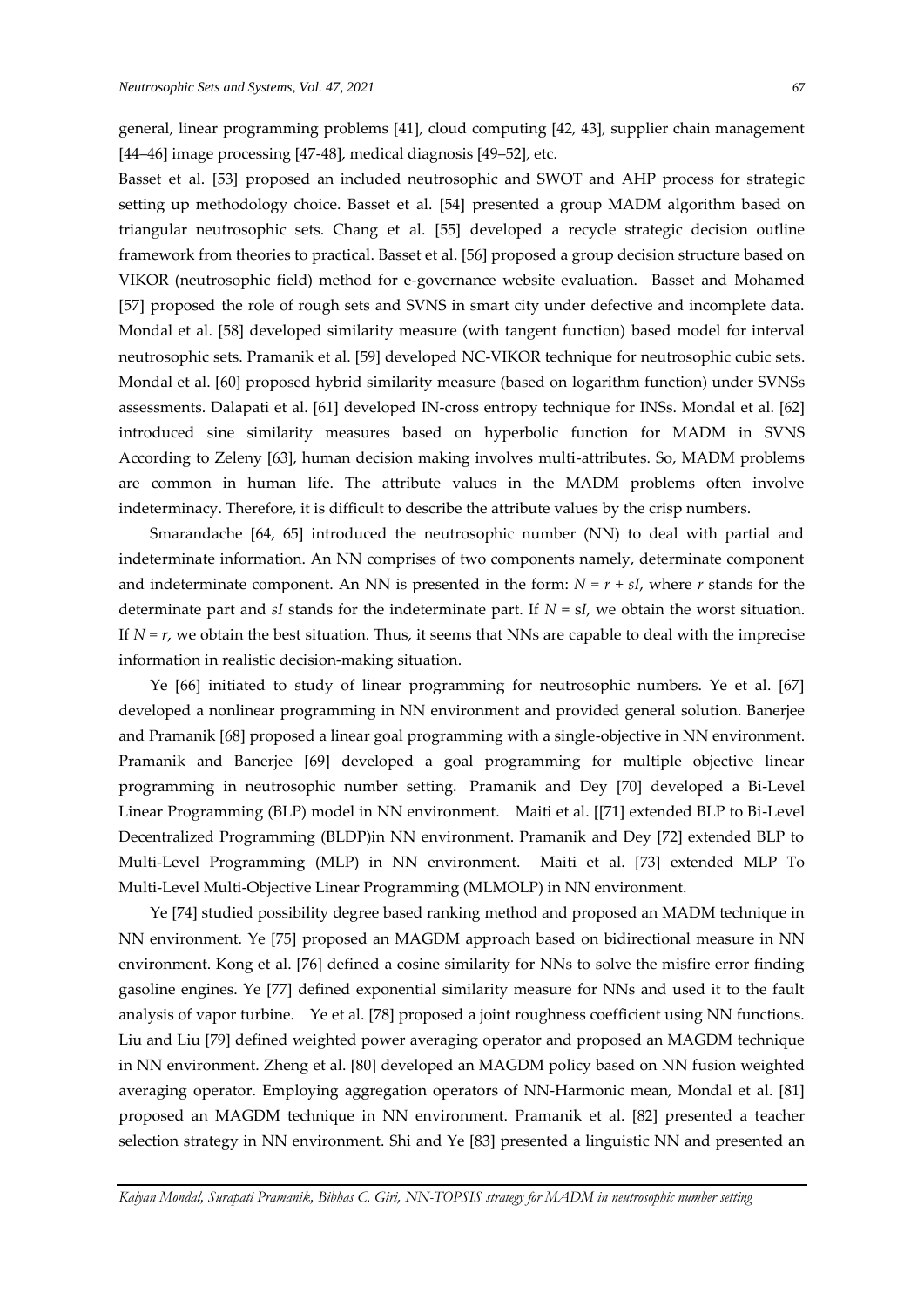general, linear programming problems [41], cloud computing [42, 43], supplier chain management [44–46] image processing [47-48], medical diagnosis [49–52], etc.

Basset et al. [53] proposed an included neutrosophic and SWOT and AHP process for strategic setting up methodology choice. Basset et al. [54] presented a group MADM algorithm based on triangular neutrosophic sets. Chang et al. [55] developed a recycle strategic decision outline framework from theories to practical. Basset et al. [56] proposed a group decision structure based on VIKOR (neutrosophic field) method for e-governance website evaluation. Basset and Mohamed [57] proposed the role of rough sets and SVNS in smart city under defective and incomplete data. Mondal et al. [58] developed similarity measure (with tangent function) based model for interval neutrosophic sets. Pramanik et al. [59] developed NC-VIKOR technique for neutrosophic cubic sets. Mondal et al. [60] proposed hybrid similarity measure (based on logarithm function) under SVNSs assessments. Dalapati et al. [61] developed IN-cross entropy technique for INSs. Mondal et al. [62] introduced sine similarity measures based on hyperbolic function for MADM in SVNS According to Zeleny [63], human decision making involves multi-attributes. So, MADM problems are common in human life. The attribute values in the MADM problems often involve indeterminacy. Therefore, it is difficult to describe the attribute values by the crisp numbers.

Smarandache [64, 65] introduced the neutrosophic number (NN) to deal with partial and indeterminate information. An NN comprises of two components namely, determinate component and indeterminate component. An NN is presented in the form: $N = r + sI$, where $r$ stands for the determinate part and $sI$ stands for the indeterminate part. If $N = sI$, we obtain the worst situation. If $N = r$, we obtain the best situation. Thus, it seems that NNs are capable to deal with the imprecise information in realistic decision-making situation.

Ye [66] initiated to study of linear programming for neutrosophic numbers. Ye et al. [67] developed a nonlinear programming in NN environment and provided general solution. Banerjee and Pramanik [68] proposed a linear goal programming with a single-objective in NN environment. Pramanik and Banerjee [69] developed a goal programming for multiple objective linear programming in neutrosophic number setting. Pramanik and Dey [70] developed a Bi-Level Linear Programming (BLP) model in NN environment. Maiti et al. [[71] extended BLP to Bi-Level Decentralized Programming (BLDP)in NN environment. Pramanik and Dey [72] extended BLP to Multi-Level Programming (MLP) in NN environment. Maiti et al. [73] extended MLP To Multi-Level Multi-Objective Linear Programming (MLMOLP) in NN environment.

Ye [74] studied possibility degree based ranking method and proposed an MADM technique in NN environment. Ye [75] proposed an MAGDM approach based on bidirectional measure in NN environment. Kong et al. [76] defined a cosine similarity for NNs to solve the misfire error finding gasoline engines. Ye [77] defined exponential similarity measure for NNs and used it to the fault analysis of vapor turbine. Ye et al. [78] proposed a joint roughness coefficient using NN functions. Liu and Liu [79] defined weighted power averaging operator and proposed an MAGDM technique in NN environment. Zheng et al. [80] developed an MAGDM policy based on NN fusion weighted averaging operator. Employing aggregation operators of NN-Harmonic mean, Mondal et al. [81] proposed an MAGDM technique in NN environment. Pramanik et al. [82] presented a teacher selection strategy in NN environment. Shi and Ye [83] presented a linguistic NN and presented an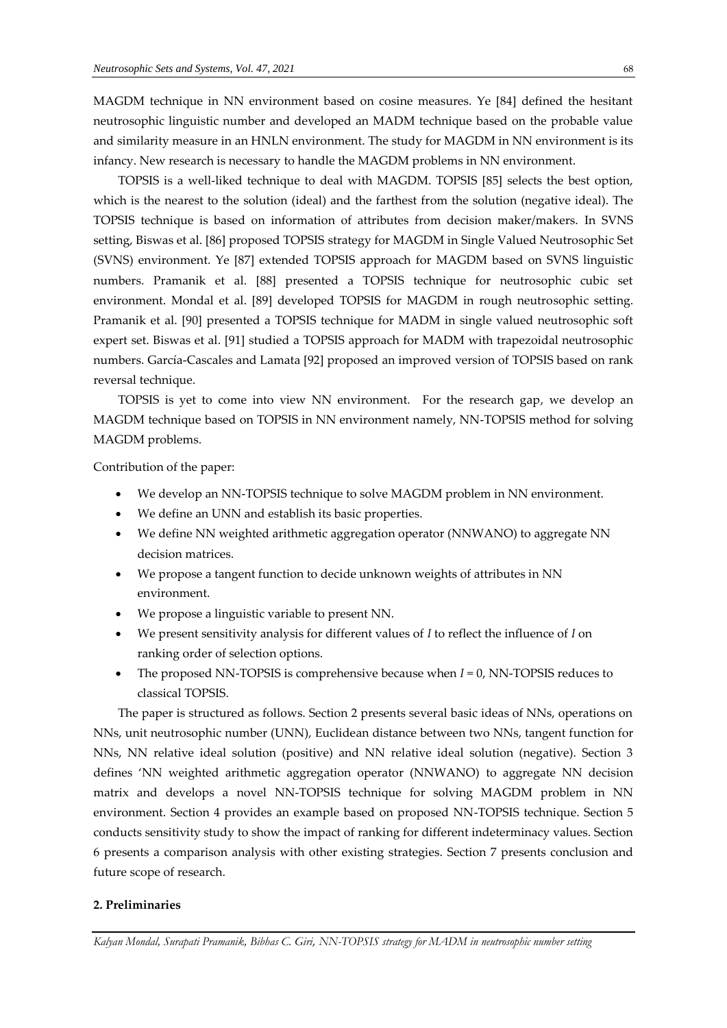MAGDM technique in NN environment based on cosine measures. Ye [84] defined the hesitant neutrosophic linguistic number and developed an MADM technique based on the probable value and similarity measure in an HNLN environment. The study for MAGDM in NN environment is its infancy. New research is necessary to handle the MAGDM problems in NN environment.

TOPSIS is a well-liked technique to deal with MAGDM. TOPSIS [85] selects the best option, which is the nearest to the solution (ideal) and the farthest from the solution (negative ideal). The TOPSIS technique is based on information of attributes from decision maker/makers. In SVNS setting, Biswas et al. [86] proposed TOPSIS strategy for MAGDM in Single Valued Neutrosophic Set (SVNS) environment. Ye [87] extended TOPSIS approach for MAGDM based on SVNS linguistic numbers. Pramanik et al. [88] presented a TOPSIS technique for neutrosophic cubic set environment. Mondal et al. [89] developed TOPSIS for MAGDM in rough neutrosophic setting. Pramanik et al. [90] presented a TOPSIS technique for MADM in single valued neutrosophic soft expert set. Biswas et al. [91] studied a TOPSIS approach for MADM with trapezoidal neutrosophic numbers. García-Cascales and Lamata [92] proposed an improved version of TOPSIS based on rank reversal technique.

TOPSIS is yet to come into view NN environment. For the research gap, we develop an MAGDM technique based on TOPSIS in NN environment namely, NN-TOPSIS method for solving MAGDM problems.

Contribution of the paper:

- We develop an NN-TOPSIS technique to solve MAGDM problem in NN environment.
- We define an UNN and establish its basic properties.
- We define NN weighted arithmetic aggregation operator (NNWANO) to aggregate NN decision matrices.
- We propose a tangent function to decide unknown weights of attributes in NN environment.
- We propose a linguistic variable to present NN.
- We present sensitivity analysis for different values of $I$ to reflect the influence of $I$ on ranking order of selection options.
- The proposed NN-TOPSIS is comprehensive because when $I = 0$, NN-TOPSIS reduces to classical TOPSIS.

The paper is structured as follows. Section 2 presents several basic ideas of NNs, operations on NNs, unit neutrosophic number (UNN), Euclidean distance between two NNs, tangent function for NNs, NN relative ideal solution (positive) and NN relative ideal solution (negative). Section 3 defines 'NN weighted arithmetic aggregation operator (NNWANO) to aggregate NN decision matrix and develops a novel NN-TOPSIS technique for solving MAGDM problem in NN environment. Section 4 provides an example based on proposed NN-TOPSIS technique. Section 5 conducts sensitivity study to show the impact of ranking for different indeterminacy values. Section 6 presents a comparison analysis with other existing strategies. Section 7 presents conclusion and future scope of research.

## 2. Preliminaries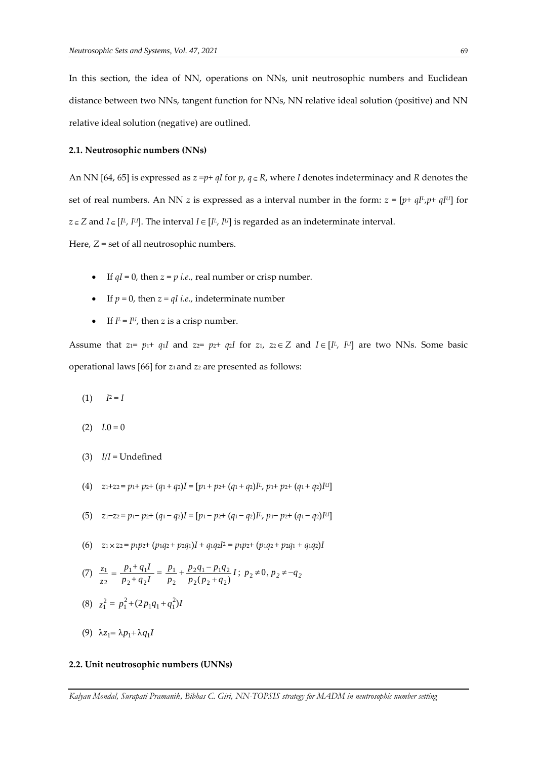In this section, the idea of NN, operations on NNs, unit neutrosophic numbers and Euclidean distance between two NNs, tangent function for NNs, NN relative ideal solution (positive) and NN relative ideal solution (negative) are outlined.

### 2.1. Neutrosophic numbers (NNs)

An NN [64, 65] is expressed as $z = p + qI$ for $p, q \in R$, where $I$ denotes indeterminacy and $R$ denotes the set of real numbers. An NN $z$ is expressed as a interval number in the form: $z = [p + qI^L, p + qI^U]$ for $z \in Z$ and $I \in [I^L, I^U]$. The interval $I \in [I^L, I^U]$ is regarded as an indeterminate interval.

Here, $Z$ = set of all neutrosophic numbers.

- If $qI = 0$, then $z = p$ *i.e.,* real number or crisp number.
- If $p = 0$, then $z = qI$ *i.e.,* indeterminate number
- If $I^L = I^U$, then $z$ is a crisp number.

Assume that $z_1 = p_1 + q_1 I$ and $z_2 = p_2 + q_2 I$ for $z_1, z_2 \in Z$ and $I \in [I^L, I^U]$ are two NNs. Some basic operational laws [66] for $z_1$ and $z_2$ are presented as follows:

(1) $I^2 = I$

(2) $I.0 = 0$

(3) $I/I$ = Undefined

(4) $z_1 + z_2 = p_1 + p_2 + (q_1 + q_2)I = [p_1 + p_2 + (q_1 + q_2)I^L, p_1 + p_2 + (q_1 + q_2)I^U]$

(5) $z_1 - z_2 = p_1 - p_2 + (q_1 - q_2)I = [p_1 - p_2 + (q_1 - q_2)I^L, p_1 - p_2 + (q_1 - q_2)I^U]$

(6) $z_1 \times z_2 = p_1 p_2 + (p_1 q_2 + p_2 q_1)I + q_1 q_2 I^2 = p_1 p_2 + (p_1 q_2 + p_2 q_1 + q_1 q_2)I$

(7) $\dfrac{z_1}{z_2} = \dfrac{p_1 + q_1 I}{p_2 + q_2 I} = \dfrac{p_1}{p_2} + \dfrac{p_2 q_1 - p_1 q_2}{p_2(p_2 + q_2)} I$; $p_2 \neq 0, p_2 \neq -q_2$

(8) $z_1^2 = p_1^2 + (2p_1 q_1 + q_1^2)I$

(9) $\lambda z_1 = \lambda p_1 + \lambda q_1 I$

### 2.2. Unit neutrosophic numbers (UNNs)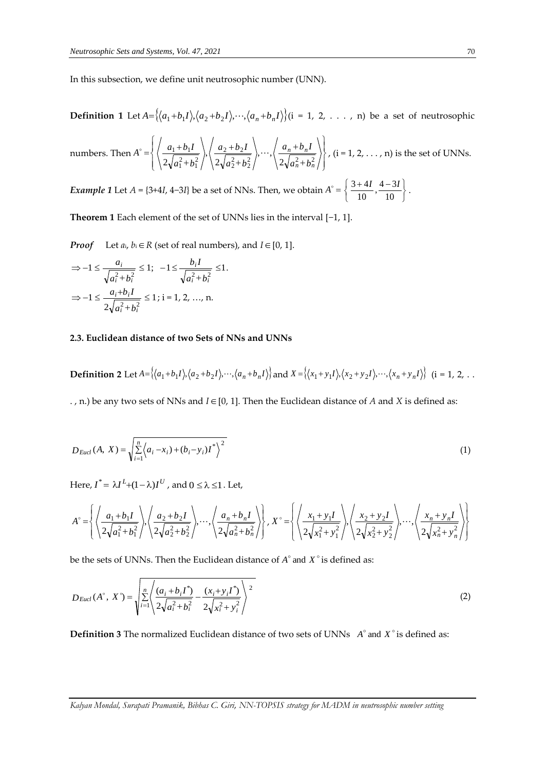In this subsection, we define unit neutrosophic number (UNN).

**Definition 1** Let $A=\{\langle a_1+b_1I\rangle,\langle a_2+b_2I\rangle,\cdots,\langle a_n+b_nI\rangle\}$ (i = 1, 2, . . . , n) be a set of neutrosophic numbers. Then $A^{\circ}=\left\{\left\langle \frac{a_1+b_1I}{2\sqrt{a_1^2+b_1^2}}\right\rangle,\left\langle \frac{a_2+b_2I}{2\sqrt{a_2^2+b_2^2}}\right\rangle,\cdots,\left\langle \frac{a_n+b_nI}{2\sqrt{a_n^2+b_n^2}}\right\rangle\right\}$, (i = 1, 2, . . . , n) is the set of UNNs.

***Example 1*** Let $A$ = {3+4$I$, 4−3$I$} be a set of NNs. Then, we obtain $A^{\circ}=\left\{\frac{3+4I}{10},\frac{4-3I}{10}\right\}$.

**Theorem 1** Each element of the set of UNNs lies in the interval [−1, 1].

***Proof*** Let $a_i$, $b_i \in R$ (set of real numbers), and $I \in [0, 1]$.

$$\Rightarrow -1 \le \frac{a_i}{\sqrt{a_i^2+b_i^2}} \le 1;\ \ -1 \le \frac{b_iI}{\sqrt{a_i^2+b_i^2}} \le 1.$$

$$\Rightarrow -1 \le \frac{a_i+b_iI}{2\sqrt{a_i^2+b_i^2}} \le 1;\ \text{i = 1, 2, …, n.}$$

### 2.3. Euclidean distance of two Sets of NNs and UNNs

**Definition 2** Let $A=\{\langle a_1+b_1I\rangle,\langle a_2+b_2I\rangle,\cdots,\langle a_n+b_nI\rangle\}$ and $X=\{\langle x_1+y_1I\rangle,\langle x_2+y_2I\rangle,\cdots,\langle x_n+y_nI\rangle\}$ (i = 1, 2, . . . , n.) be any two sets of NNs and $I \in [0, 1]$. Then the Euclidean distance of $A$ and $X$ is defined as:

$$D_{Eucl}(A,\ X)=\sqrt{\sum_{i=1}^{n}\left\langle (a_i-x_i)+(b_i-y_i)I^{*}\right\rangle^{2}} \tag{1}$$

Here, $I^{*}=\lambda I^{L}+(1-\lambda)I^{U}$, and $0 \le \lambda \le 1$. Let,

$$A^{\circ}=\left\{\left\langle \frac{a_1+b_1I}{2\sqrt{a_1^2+b_1^2}}\right\rangle,\left\langle \frac{a_2+b_2I}{2\sqrt{a_2^2+b_2^2}}\right\rangle,\cdots,\left\langle \frac{a_n+b_nI}{2\sqrt{a_n^2+b_n^2}}\right\rangle\right\},\ X^{\circ}=\left\{\left\langle \frac{x_1+y_1I}{2\sqrt{x_1^2+y_1^2}}\right\rangle,\left\langle \frac{x_2+y_2I}{2\sqrt{x_2^2+y_2^2}}\right\rangle,\cdots,\left\langle \frac{x_n+y_nI}{2\sqrt{x_n^2+y_n^2}}\right\rangle\right\}$$

be the sets of UNNs. Then the Euclidean distance of $A^{\circ}$ and $X^{\circ}$ is defined as:

$$D_{Eucl}(A^{\circ},\ X^{\circ})=\sqrt{\sum_{i=1}^{n}\left\langle \frac{(a_i+b_iI^{*})}{2\sqrt{a_i^2+b_i^2}}-\frac{(x_i+y_iI^{*})}{2\sqrt{x_i^2+y_i^2}}\right\rangle^{2}} \tag{2}$$

**Definition 3** The normalized Euclidean distance of two sets of UNNs $A^{\circ}$ and $X^{\circ}$ is defined as: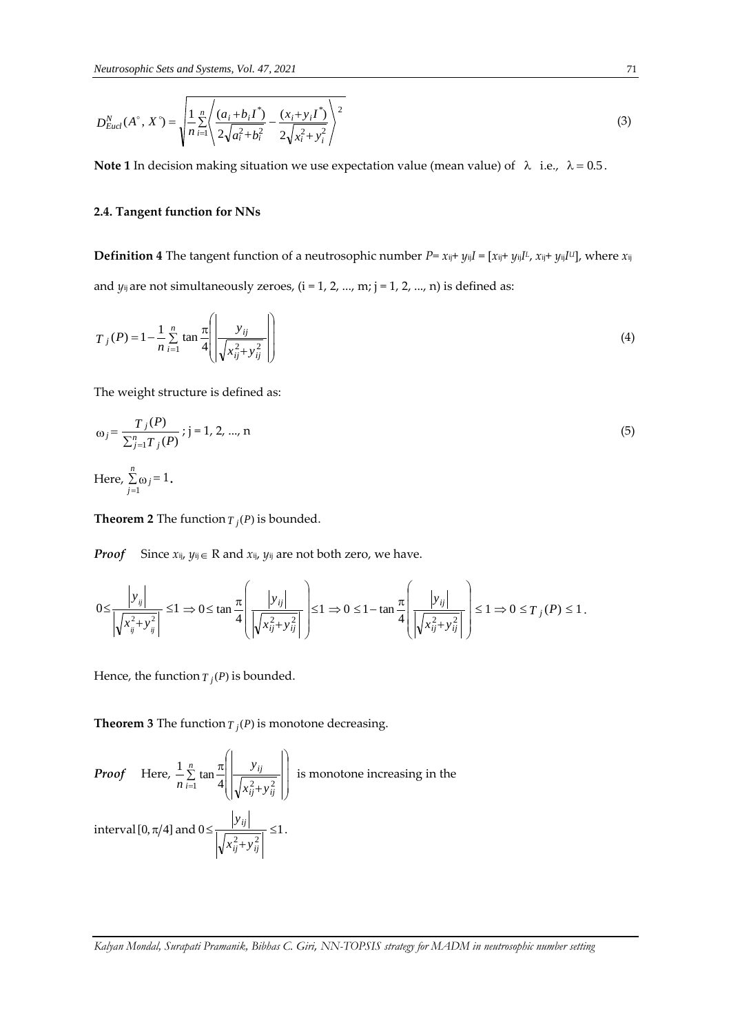$$D_{Eucl}^{N}(A^{\circ}, X^{\circ}) = \sqrt{\frac{1}{n}\sum_{i=1}^{n}\left\langle \frac{(a_i + b_i I^{*})}{2\sqrt{a_i^2 + b_i^2}} - \frac{(x_i + y_i I^{*})}{2\sqrt{x_i^2 + y_i^2}} \right\rangle^2} \tag{3}$$

**Note 1** In decision making situation we use expectation value (mean value) of $\lambda$ i.e., $\lambda = 0.5$.

### 2.4. Tangent function for NNs

**Definition 4** The tangent function of a neutrosophic number $P = x_{ij} + y_{ij}I = [x_{ij} + y_{ij}I^L, x_{ij} + y_{ij}I^U]$, where $x_{ij}$ and $y_{ij}$ are not simultaneously zeroes, (i = 1, 2, ..., m; j = 1, 2, ..., n) is defined as:

$$T_j(P) = 1 - \frac{1}{n}\sum_{i=1}^{n} \tan\frac{\pi}{4}\left(\left|\frac{y_{ij}}{\sqrt{x_{ij}^2 + y_{ij}^2}}\right|\right) \tag{4}$$

The weight structure is defined as:

$$\omega_j = \frac{T_j(P)}{\sum_{j=1}^{n} T_j(P)} \text{; j = 1, 2, ..., n} \tag{5}$$

Here, $\sum_{j=1}^{n}\omega_j = 1$.

**Theorem 2** The function $T_j(P)$ is bounded.

***Proof*** Since $x_{ij}$, $y_{ij} \in$ R and $x_{ij}$, $y_{ij}$ are not both zero, we have.

$$0 \le \frac{|y_{ij}|}{\left|\sqrt{x_{ij}^2 + y_{ij}^2}\right|} \le 1 \Rightarrow 0 \le \tan\frac{\pi}{4}\left(\frac{|y_{ij}|}{\left|\sqrt{x_{ij}^2 + y_{ij}^2}\right|}\right) \le 1 \Rightarrow 0 \le 1 - \tan\frac{\pi}{4}\left(\frac{|y_{ij}|}{\left|\sqrt{x_{ij}^2 + y_{ij}^2}\right|}\right) \le 1 \Rightarrow 0 \le T_j(P) \le 1.$$

Hence, the function $T_j(P)$ is bounded.

**Theorem 3** The function $T_j(P)$ is monotone decreasing.

***Proof*** Here, $\frac{1}{n}\sum_{i=1}^{n} \tan\frac{\pi}{4}\left(\left|\frac{y_{ij}}{\sqrt{x_{ij}^2 + y_{ij}^2}}\right|\right)$ is monotone increasing in the interval $[0, \pi/4]$ and $0 \le \frac{|y_{ij}|}{\left|\sqrt{x_{ij}^2 + y_{ij}^2}\right|} \le 1$.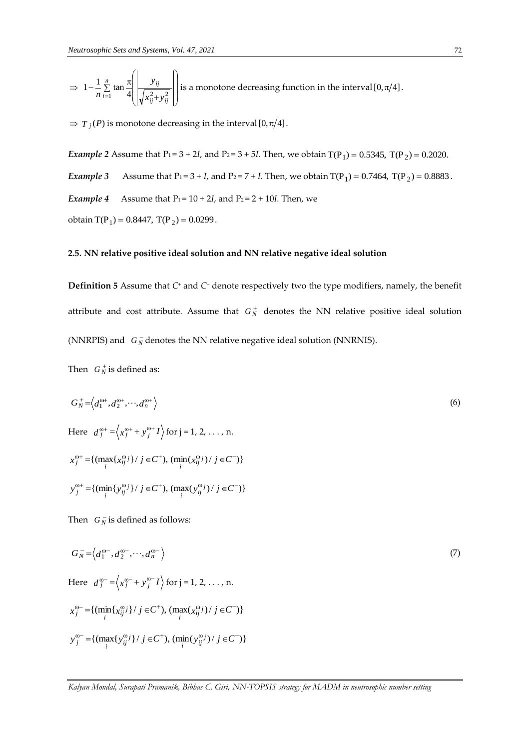$\Rightarrow\ 1-\frac{1}{n}\sum_{i=1}^{n}\tan\frac{\pi}{4}\left(\left|\frac{y_{ij}}{\sqrt{x_{ij}^2+y_{ij}^2}}\right|\right)$ is a monotone decreasing function in the interval $[0, \pi/4]$.

$\Rightarrow\ T_j(P)$ is monotone decreasing in the interval $[0, \pi/4]$.

***Example 2*** Assume that $P_1 = 3 + 2I$, and $P_2 = 3 + 5I$. Then, we obtain $T(P_1) = 0.5345$, $T(P_2) = 0.2020$.

***Example 3*** Assume that $P_1 = 3 + I$, and $P_2 = 7 + I$. Then, we obtain $T(P_1) = 0.7464$, $T(P_2) = 0.8883$.

***Example 4*** Assume that $P_1 = 10 + 2I$, and $P_2 = 2 + 10I$. Then, we obtain $T(P_1) = 0.8447$, $T(P_2) = 0.0299$.

### 2.5. NN relative positive ideal solution and NN relative negative ideal solution

**Definition 5** Assume that $C^+$ and $C^-$ denote respectively two the type modifiers, namely, the benefit attribute and cost attribute. Assume that $G_N^+$ denotes the NN relative positive ideal solution (NNRPIS) and $G_N^-$ denotes the NN relative negative ideal solution (NNRNIS).

Then $G_N^+$ is defined as:

$$G_N^+ = \left\langle d_1^{\omega+}, d_2^{\omega+}, \cdots, d_n^{\omega+} \right\rangle \tag{6}$$

Here $d_j^{\omega+} = \left\langle x_j^{\omega+} + y_j^{\omega+} I \right\rangle$ for j = 1, 2, . . . , n.

$$x_j^{\omega+} = \{(\max_i \{x_{ij}^{\omega_j}\} / j \in C^+), (\min_i (x_{ij}^{\omega_j}) / j \in C^-)\}$$

$$y_j^{\omega+} = \{(\min_i \{y_{ij}^{\omega_j}\} / j \in C^+), (\max_i (y_{ij}^{\omega_j}) / j \in C^-)\}$$

Then $G_N^-$ is defined as follows:

$$G_N^- = \left\langle d_1^{\omega-}, d_2^{\omega-}, \cdots, d_n^{\omega-} \right\rangle \tag{7}$$

Here $d_j^{\omega-} = \left\langle x_j^{\omega-} + y_j^{\omega-} I \right\rangle$ for j = 1, 2, . . . , n.

$$x_j^{\omega-} = \{(\min_i \{x_{ij}^{\omega_j}\} / j \in C^+), (\max_i (x_{ij}^{\omega_j}) / j \in C^-)\}$$

$$y_j^{\omega-} = \{(\max_i \{y_{ij}^{\omega_j}\} / j \in C^+), (\min_i (y_{ij}^{\omega_j}) / j \in C^-)\}$$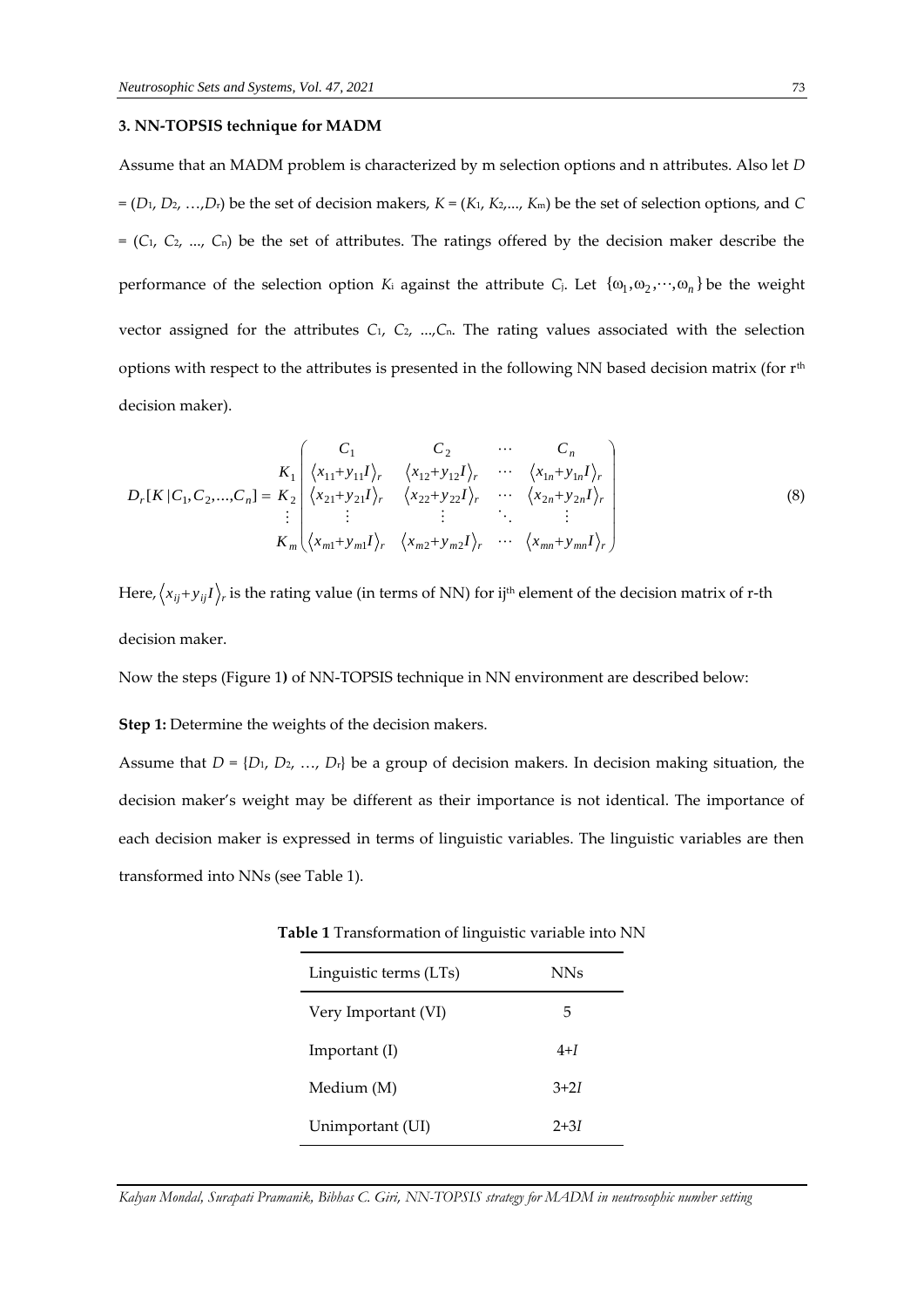### 3. NN-TOPSIS technique for MADM

Assume that an MADM problem is characterized by m selection options and n attributes. Also let $D = (D_1, D_2, \ldots, D_r)$ be the set of decision makers, $K = (K_1, K_2, \ldots, K_m)$ be the set of selection options, and $C = (C_1, C_2, \ldots, C_n)$ be the set of attributes. The ratings offered by the decision maker describe the performance of the selection option $K_i$ against the attribute $C_j$. Let $\{\omega_1, \omega_2, \cdots, \omega_n\}$ be the weight vector assigned for the attributes $C_1, C_2, \ldots, C_n$. The rating values associated with the selection options with respect to the attributes is presented in the following NN based decision matrix (for $r^{th}$ decision maker).

$$
D_r[K \mid C_1, C_2, \ldots, C_n] = \begin{matrix} \\ K_1 \\ K_2 \\ \vdots \\ K_m \end{matrix} \begin{pmatrix} C_1 & C_2 & \cdots & C_n \\ \langle x_{11}+y_{11}I \rangle_r & \langle x_{12}+y_{12}I \rangle_r & \cdots & \langle x_{1n}+y_{1n}I \rangle_r \\ \langle x_{21}+y_{21}I \rangle_r & \langle x_{22}+y_{22}I \rangle_r & \cdots & \langle x_{2n}+y_{2n}I \rangle_r \\ \vdots & \vdots & \ddots & \vdots \\ \langle x_{m1}+y_{m1}I \rangle_r & \langle x_{m2}+y_{m2}I \rangle_r & \cdots & \langle x_{mn}+y_{mn}I \rangle_r \end{pmatrix} \tag{8}
$$

Here, $\langle x_{ij}+y_{ij}I \rangle_r$ is the rating value (in terms of NN) for $ij^{th}$ element of the decision matrix of r-th decision maker.

Now the steps (Figure 1) of NN-TOPSIS technique in NN environment are described below:

**Step 1:** Determine the weights of the decision makers.

Assume that $D = \{D_1, D_2, \ldots, D_r\}$ be a group of decision makers. In decision making situation, the decision maker's weight may be different as their importance is not identical. The importance of each decision maker is expressed in terms of linguistic variables. The linguistic variables are then transformed into NNs (see Table 1).

**Table 1** Transformation of linguistic variable into NN

| Linguistic terms (LTs) | NNs |
| --- | --- |
| Very Important (VI) | 5 |
| Important (I) | $4+I$ |
| Medium (M) | $3+2I$ |
| Unimportant (UI) | $2+3I$ |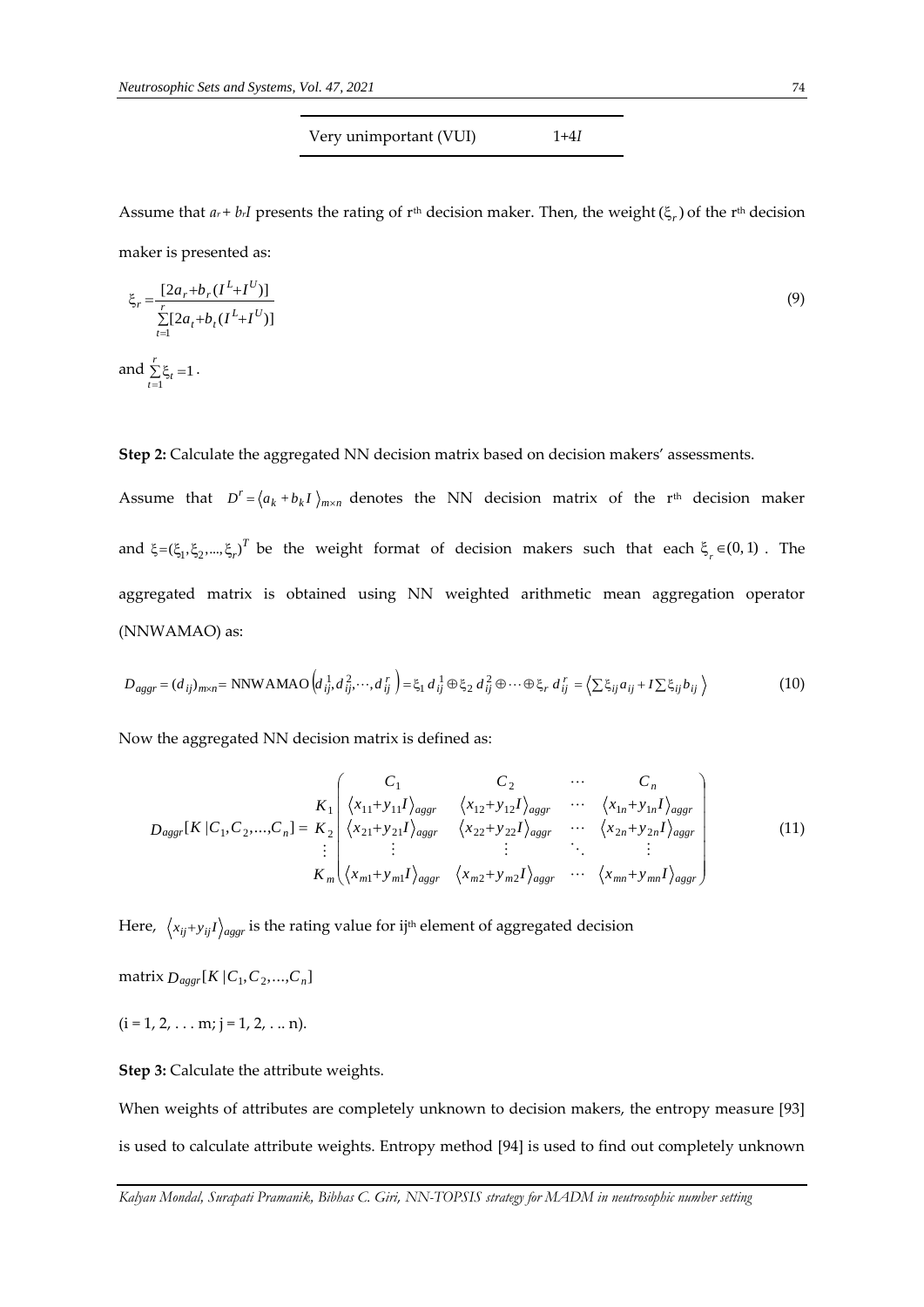| Very unimportant (VUI) | 1+4*I* |
|---|---|

Assume that $a_r + b_r I$ presents the rating of r[th] decision maker. Then, the weight $(\xi_r)$ of the r[th] decision maker is presented as:

$$\xi_r = \frac{[2a_r + b_r(I^L + I^U)]}{\sum_{t=1}^{r}[2a_t + b_t(I^L + I^U)]} \tag{9}$$

and $\sum_{t=1}^{r}\xi_t = 1$.

**Step 2:** Calculate the aggregated NN decision matrix based on decision makers' assessments.

Assume that $D^r = \langle a_k + b_k I \rangle_{m \times n}$ denotes the NN decision matrix of the r[th] decision maker and $\xi = (\xi_1, \xi_2, ..., \xi_r)^T$ be the weight format of decision makers such that each $\xi_r \in (0, 1)$. The aggregated matrix is obtained using NN weighted arithmetic mean aggregation operator (NNWAMAO) as:

$$D_{aggr} = (d_{ij})_{m \times n} = \text{NNWAMAO}\left(d_{ij}^1, d_{ij}^2, \cdots, d_{ij}^r\right) = \xi_1 d_{ij}^1 \oplus \xi_2 d_{ij}^2 \oplus \cdots \oplus \xi_r d_{ij}^r = \left\langle \sum \xi_{ij} a_{ij} + I \sum \xi_{ij} b_{ij} \right\rangle \tag{10}$$

Now the aggregated NN decision matrix is defined as:

$$D_{aggr}[K \mid C_1, C_2, ..., C_n] = \begin{pmatrix} & C_1 & C_2 & \cdots & C_n \\ K_1 & \langle x_{11} + y_{11} I \rangle_{aggr} & \langle x_{12} + y_{12} I \rangle_{aggr} & \cdots & \langle x_{1n} + y_{1n} I \rangle_{aggr} \\ K_2 & \langle x_{21} + y_{21} I \rangle_{aggr} & \langle x_{22} + y_{22} I \rangle_{aggr} & \cdots & \langle x_{2n} + y_{2n} I \rangle_{aggr} \\ \vdots & \vdots & \vdots & \ddots & \vdots \\ K_m & \langle x_{m1} + y_{m1} I \rangle_{aggr} & \langle x_{m2} + y_{m2} I \rangle_{aggr} & \cdots & \langle x_{mn} + y_{mn} I \rangle_{aggr} \end{pmatrix} \tag{11}$$

Here, $\langle x_{ij} + y_{ij} I \rangle_{aggr}$ is the rating value for ij[th] element of aggregated decision matrix $D_{aggr}[K \mid C_1, C_2, ..., C_n]$

(i = 1, 2, . . . m; j = 1, 2, . .. n).

**Step 3:** Calculate the attribute weights.

When weights of attributes are completely unknown to decision makers, the entropy measure [93] is used to calculate attribute weights. Entropy method [94] is used to find out completely unknown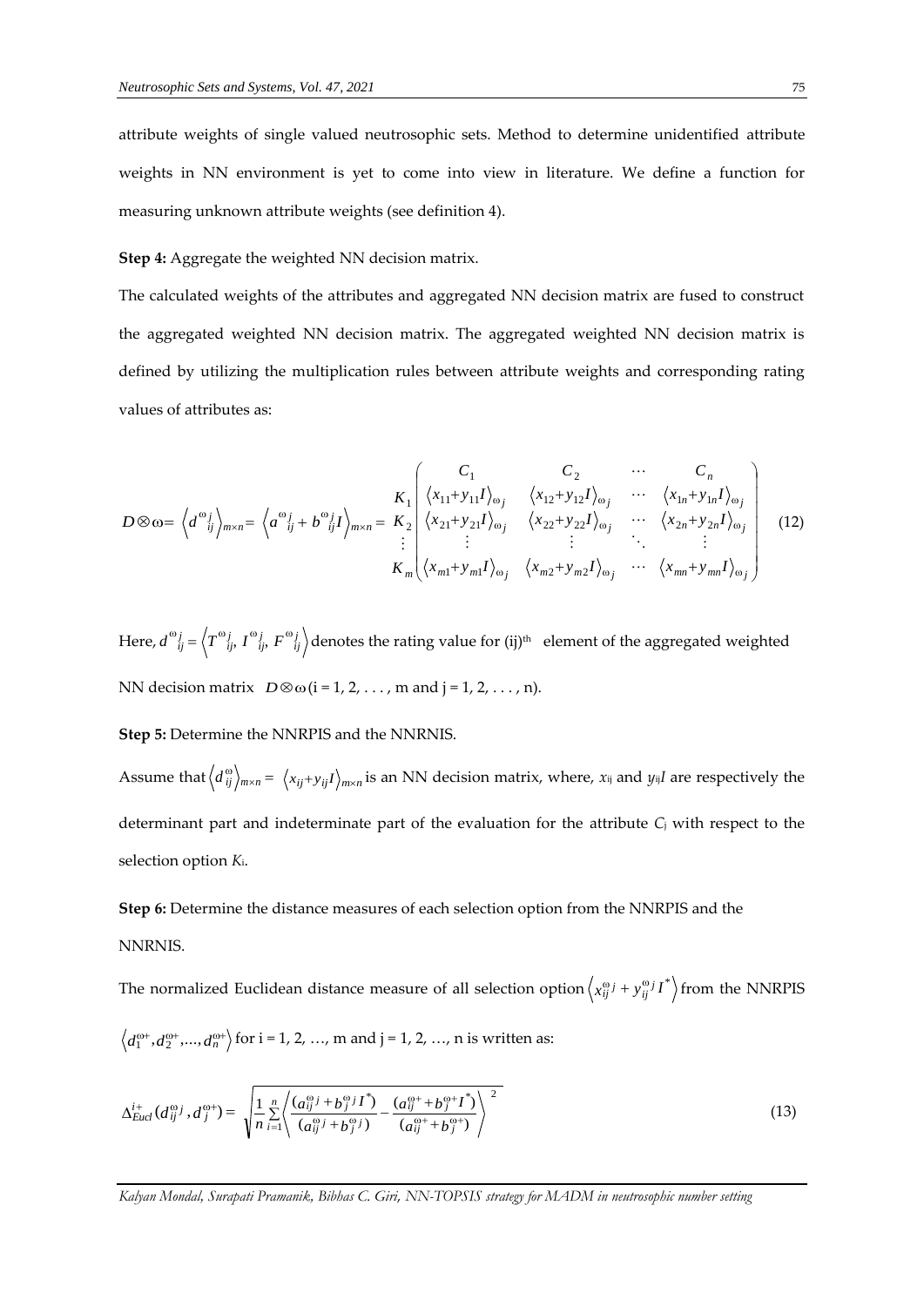attribute weights of single valued neutrosophic sets. Method to determine unidentified attribute weights in NN environment is yet to come into view in literature. We define a function for measuring unknown attribute weights (see definition 4).

**Step 4:** Aggregate the weighted NN decision matrix.

The calculated weights of the attributes and aggregated NN decision matrix are fused to construct the aggregated weighted NN decision matrix. The aggregated weighted NN decision matrix is defined by utilizing the multiplication rules between attribute weights and corresponding rating values of attributes as:

$$D \otimes \omega = \left\langle d^{\omega_j}_{ij} \right\rangle_{m\times n} = \left\langle a^{\omega_j}_{ij} + b^{\omega_j}_{ij} I \right\rangle_{m\times n} = \begin{matrix} \\ K_1 \\ K_2 \\ \vdots \\ K_m \end{matrix} \begin{pmatrix} C_1 & C_2 & \cdots & C_n \\ \left\langle x_{11}+y_{11}I \right\rangle_{\omega_j} & \left\langle x_{12}+y_{12}I \right\rangle_{\omega_j} & \cdots & \left\langle x_{1n}+y_{1n}I \right\rangle_{\omega_j} \\ \left\langle x_{21}+y_{21}I \right\rangle_{\omega_j} & \left\langle x_{22}+y_{22}I \right\rangle_{\omega_j} & \cdots & \left\langle x_{2n}+y_{2n}I \right\rangle_{\omega_j} \\ \vdots & \vdots & \ddots & \vdots \\ \left\langle x_{m1}+y_{m1}I \right\rangle_{\omega_j} & \left\langle x_{m2}+y_{m2}I \right\rangle_{\omega_j} & \cdots & \left\langle x_{mn}+y_{mn}I \right\rangle_{\omega_j} \end{pmatrix} \quad (12)$$

Here, $d^{\omega_j}_{ij} = \left\langle T^{\omega_j}_{ij}, I^{\omega_j}_{ij}, F^{\omega_j}_{ij} \right\rangle$ denotes the rating value for (ij)[th] element of the aggregated weighted NN decision matrix $D \otimes \omega$ (i = 1, 2, . . . , m and j = 1, 2, . . . , n).

**Step 5:** Determine the NNRPIS and the NNRNIS.

Assume that $\left\langle d^{\omega}_{ij} \right\rangle_{m\times n} = \left\langle x_{ij}+y_{ij}I \right\rangle_{m\times n}$ is an NN decision matrix, where, $x_{ij}$ and $y_{ij}I$ are respectively the determinant part and indeterminate part of the evaluation for the attribute $C_j$ with respect to the selection option $K_i$.

**Step 6:** Determine the distance measures of each selection option from the NNRPIS and the NNRNIS.

The normalized Euclidean distance measure of all selection option $\left\langle x^{\omega_j}_{ij} + y^{\omega_j}_{ij} I^* \right\rangle$ from the NNRPIS $\left\langle d^{\omega+}_1, d^{\omega+}_2, ..., d^{\omega+}_n \right\rangle$ for i = 1, 2, …, m and j = 1, 2, …, n is written as:

$$\Delta^{i+}_{Eucl}(d^{\omega_j}_{ij}, d^{\omega+}_j) = \sqrt{\frac{1}{n}\sum_{i=1}^{n}\left\langle \frac{(a^{\omega_j}_{ij} + b^{\omega_j}_j I^*)}{(a^{\omega_j}_{ij} + b^{\omega_j}_j)} - \frac{(a^{\omega+}_{ij} + b^{\omega+}_j I^*)}{(a^{\omega+}_{ij} + b^{\omega+}_j)} \right\rangle^2} \quad (13)$$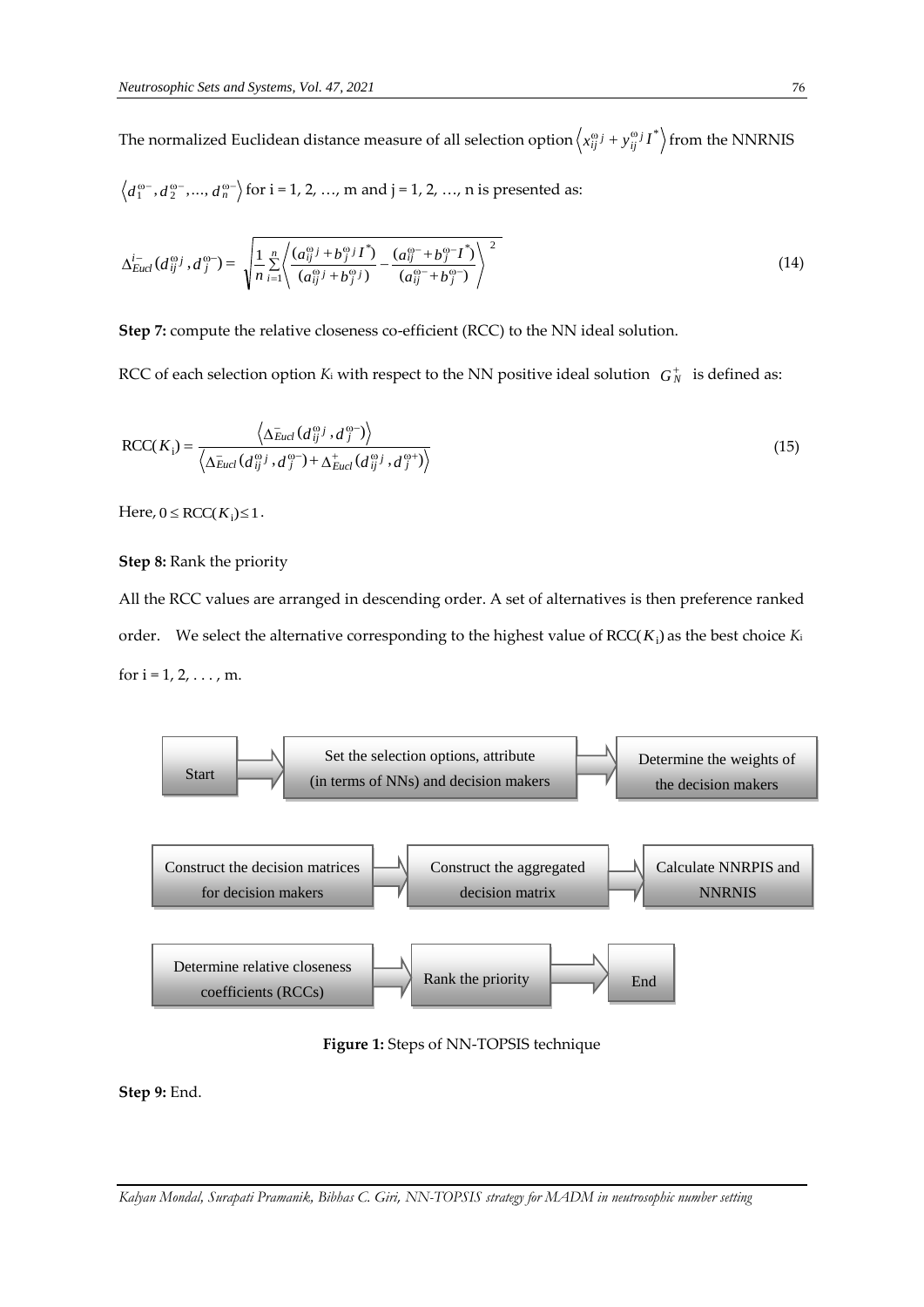The normalized Euclidean distance measure of all selection option $\left\langle x_{ij}^{\omega j} + y_{ij}^{\omega j} I^* \right\rangle$ from the NNRNIS $\left\langle d_1^{\omega -}, d_2^{\omega -}, ..., d_n^{\omega -} \right\rangle$ for i = 1, 2, …, m and j = 1, 2, …, n is presented as:

$$\Delta_{Eucl}^{i-}(d_{ij}^{\omega j}, d_j^{\omega -}) = \sqrt{\frac{1}{n}\sum_{i=1}^{n}\left\langle \frac{(a_{ij}^{\omega j} + b_j^{\omega j} I^*)}{(a_{ij}^{\omega j} + b_j^{\omega j})} - \frac{(a_{ij}^{\omega -} + b_j^{\omega -} I^*)}{(a_{ij}^{\omega -} + b_j^{\omega -})} \right\rangle^2} \tag{14}$$

**Step 7:** compute the relative closeness co-efficient (RCC) to the NN ideal solution.

RCC of each selection option $K_i$ with respect to the NN positive ideal solution $G_N^+$ is defined as:

$$\text{RCC}(K_i) = \frac{\left\langle \Delta_{Eucl}^{-}(d_{ij}^{\omega j}, d_j^{\omega -}) \right\rangle}{\left\langle \Delta_{Eucl}^{-}(d_{ij}^{\omega j}, d_j^{\omega -}) + \Delta_{Eucl}^{+}(d_{ij}^{\omega j}, d_j^{\omega +}) \right\rangle} \tag{15}$$

Here, $0 \le \text{RCC}(K_i) \le 1$.

**Step 8:** Rank the priority

All the RCC values are arranged in descending order. A set of alternatives is then preference ranked order. We select the alternative corresponding to the highest value of $\text{RCC}(K_i)$ as the best choice $K_i$ for i = 1, 2, . . . , m.

Start → Set the selection options, attribute (in terms of NNs) and decision makers → Determine the weights of the decision makers → Construct the decision matrices for decision makers → Construct the aggregated decision matrix → Calculate NNRPIS and NNRNIS → Determine relative closeness coefficients (RCCs) → Rank the priority → End

**Figure 1:** Steps of NN-TOPSIS technique

**Step 9:** End.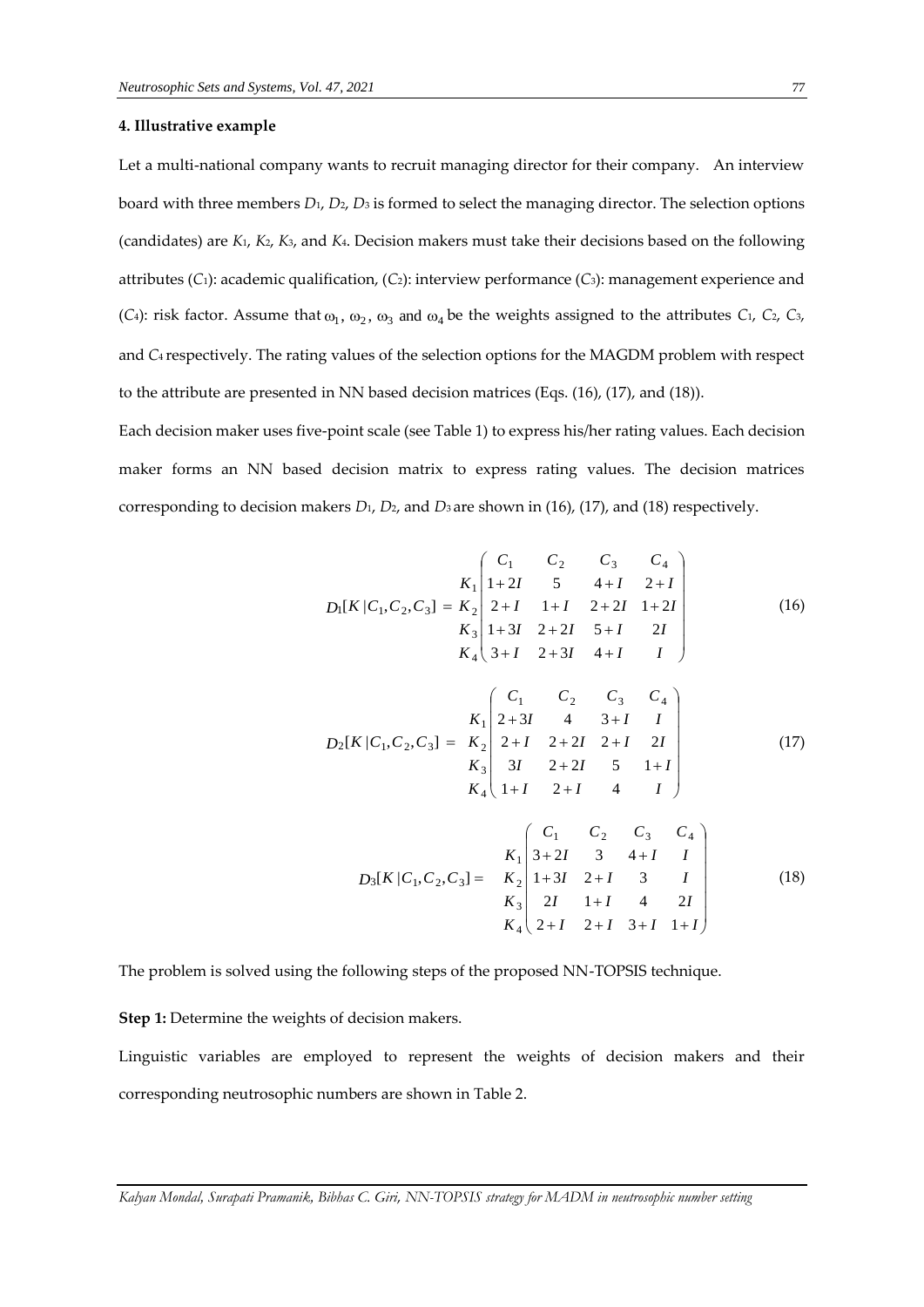#### 4. Illustrative example

Let a multi-national company wants to recruit managing director for their company. An interview board with three members $D_1$, $D_2$, $D_3$ is formed to select the managing director. The selection options (candidates) are $K_1$, $K_2$, $K_3$, and $K_4$. Decision makers must take their decisions based on the following attributes ($C_1$): academic qualification, ($C_2$): interview performance ($C_3$): management experience and ($C_4$): risk factor. Assume that $\omega_1$, $\omega_2$, $\omega_3$ and $\omega_4$ be the weights assigned to the attributes $C_1$, $C_2$, $C_3$, and $C_4$ respectively. The rating values of the selection options for the MAGDM problem with respect to the attribute are presented in NN based decision matrices (Eqs. (16), (17), and (18)).

Each decision maker uses five-point scale (see Table 1) to express his/her rating values. Each decision maker forms an NN based decision matrix to express rating values. The decision matrices corresponding to decision makers $D_1$, $D_2$, and $D_3$ are shown in (16), (17), and (18) respectively.

$$D_1[K\,|\,C_1, C_2, C_3] = \begin{array}{c} \\ K_1 \\ K_2 \\ K_3 \\ K_4 \end{array} \begin{pmatrix} C_1 & C_2 & C_3 & C_4 \\ 1+2I & 5 & 4+I & 2+I \\ 2+I & 1+I & 2+2I & 1+2I \\ 1+3I & 2+2I & 5+I & 2I \\ 3+I & 2+3I & 4+I & I \end{pmatrix} \tag{16}$$

$$D_2[K\,|\,C_1, C_2, C_3] = \begin{array}{c} \\ K_1 \\ K_2 \\ K_3 \\ K_4 \end{array} \begin{pmatrix} C_1 & C_2 & C_3 & C_4 \\ 2+3I & 4 & 3+I & I \\ 2+I & 2+2I & 2+I & 2I \\ 3I & 2+2I & 5 & 1+I \\ 1+I & 2+I & 4 & I \end{pmatrix} \tag{17}$$

$$D_3[K\,|\,C_1, C_2, C_3] = \begin{array}{c} \\ K_1 \\ K_2 \\ K_3 \\ K_4 \end{array} \begin{pmatrix} C_1 & C_2 & C_3 & C_4 \\ 3+2I & 3 & 4+I & I \\ 1+3I & 2+I & 3 & I \\ 2I & 1+I & 4 & 2I \\ 2+I & 2+I & 3+I & 1+I \end{pmatrix} \tag{18}$$

The problem is solved using the following steps of the proposed NN-TOPSIS technique.

**Step 1:** Determine the weights of decision makers.

Linguistic variables are employed to represent the weights of decision makers and their corresponding neutrosophic numbers are shown in Table 2.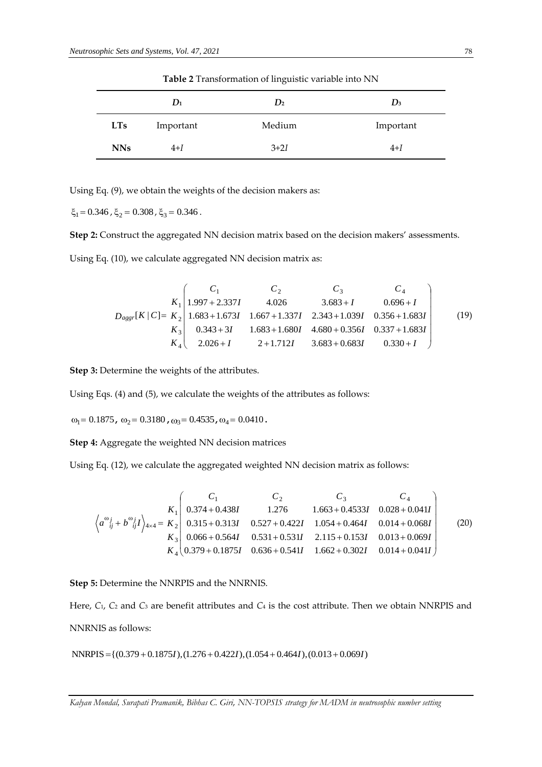**Table 2** Transformation of linguistic variable into NN

| | $D_1$ | $D_2$ | $D_3$ |
|---|---|---|---|
| **LTs** | Important | Medium | Important |
| **NNs** | $4+I$ | $3+2I$ | $4+I$ |

Using Eq. (9), we obtain the weights of the decision makers as:

$\xi_1 = 0.346$, $\xi_2 = 0.308$, $\xi_3 = 0.346$.

**Step 2:** Construct the aggregated NN decision matrix based on the decision makers' assessments.

Using Eq. (10), we calculate aggregated NN decision matrix as:

$$D_{aggr}[K\,|\,C] = \begin{array}{c} \\ K_1 \\ K_2 \\ K_3 \\ K_4 \end{array}\begin{pmatrix} C_1 & C_2 & C_3 & C_4 \\ 1.997+2.337I & 4.026 & 3.683+I & 0.696+I \\ 1.683+1.673I & 1.667+1.337I & 2.343+1.039I & 0.356+1.683I \\ 0.343+3I & 1.683+1.680I & 4.680+0.356I & 0.337+1.683I \\ 2.026+I & 2+1.712I & 3.683+0.683I & 0.330+I \end{pmatrix} \tag{19}$$

**Step 3:** Determine the weights of the attributes.

Using Eqs. (4) and (5), we calculate the weights of the attributes as follows:

$\omega_1 = 0.1875$, $\omega_2 = 0.3180$, $\omega_3 = 0.4535$, $\omega_4 = 0.0410$.

**Step 4:** Aggregate the weighted NN decision matrices

Using Eq. (12), we calculate the aggregated weighted NN decision matrix as follows:

$$\left\langle a^{\omega_j}_{ij} + b^{\omega_j}_{ij} I \right\rangle_{4\times 4} = \begin{array}{c} \\ K_1 \\ K_2 \\ K_3 \\ K_4 \end{array}\begin{pmatrix} C_1 & C_2 & C_3 & C_4 \\ 0.374+0.438I & 1.276 & 1.663+0.4533I & 0.028+0.041I \\ 0.315+0.313I & 0.527+0.422I & 1.054+0.464I & 0.014+0.068I \\ 0.066+0.564I & 0.531+0.531I & 2.115+0.153I & 0.013+0.069I \\ 0.379+0.1875I & 0.636+0.541I & 1.662+0.302I & 0.014+0.041I \end{pmatrix} \tag{20}$$

**Step 5:** Determine the NNRPIS and the NNRNIS.

Here, $C_1$, $C_2$ and $C_3$ are benefit attributes and $C_4$ is the cost attribute. Then we obtain NNRPIS and NNRNIS as follows:

$$\text{NNRPIS} = \{(0.379+0.1875I), (1.276+0.422I), (1.054+0.464I), (0.013+0.069I)$$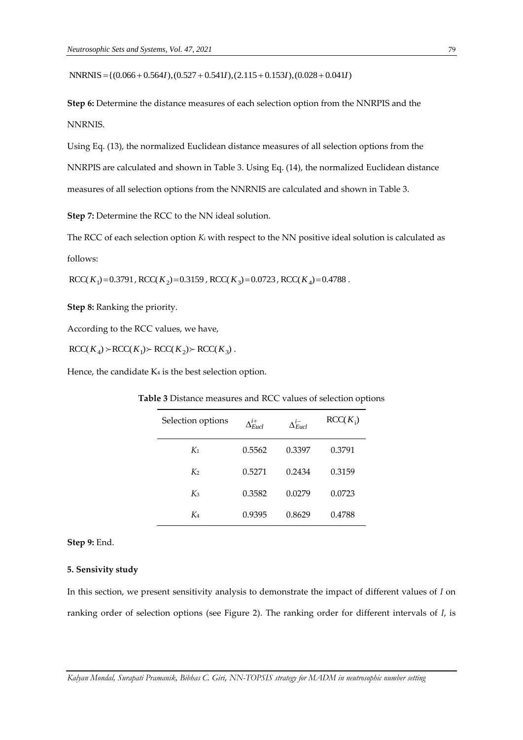$\text{NNRNIS} = \{(0.066 + 0.564I), (0.527 + 0.541I), (2.115 + 0.153I), (0.028 + 0.041I)$

**Step 6:** Determine the distance measures of each selection option from the NNRPIS and the NNRNIS.

Using Eq. (13), the normalized Euclidean distance measures of all selection options from the NNRPIS are calculated and shown in Table 3. Using Eq. (14), the normalized Euclidean distance measures of all selection options from the NNRNIS are calculated and shown in Table 3.

**Step 7:** Determine the RCC to the NN ideal solution.

The RCC of each selection option $K_i$ with respect to the NN positive ideal solution is calculated as follows:

$\text{RCC}(K_1) = 0.3791$, $\text{RCC}(K_2) = 0.3159$, $\text{RCC}(K_3) = 0.0723$, $\text{RCC}(K_4) = 0.4788$.

**Step 8:** Ranking the priority.

According to the RCC values, we have,

$\text{RCC}(K_4) \succ \text{RCC}(K_1) \succ \text{RCC}(K_2) \succ \text{RCC}(K_3)$.

Hence, the candidate $K_4$ is the best selection option.

**Table 3** Distance measures and RCC values of selection options

| Selection options | $\Delta_{Eucl}^{i+}$ | $\Delta_{Eucl}^{i-}$ | $\text{RCC}(K_i)$ |
|---|---|---|---|
| $K_1$ | 0.5562 | 0.3397 | 0.3791 |
| $K_2$ | 0.5271 | 0.2434 | 0.3159 |
| $K_3$ | 0.3582 | 0.0279 | 0.0723 |
| $K_4$ | 0.9395 | 0.8629 | 0.4788 |

**Step 9:** End.

### 5. Sensivity study

In this section, we present sensitivity analysis to demonstrate the impact of different values of $I$ on ranking order of selection options (see Figure 2). The ranking order for different intervals of $I$, is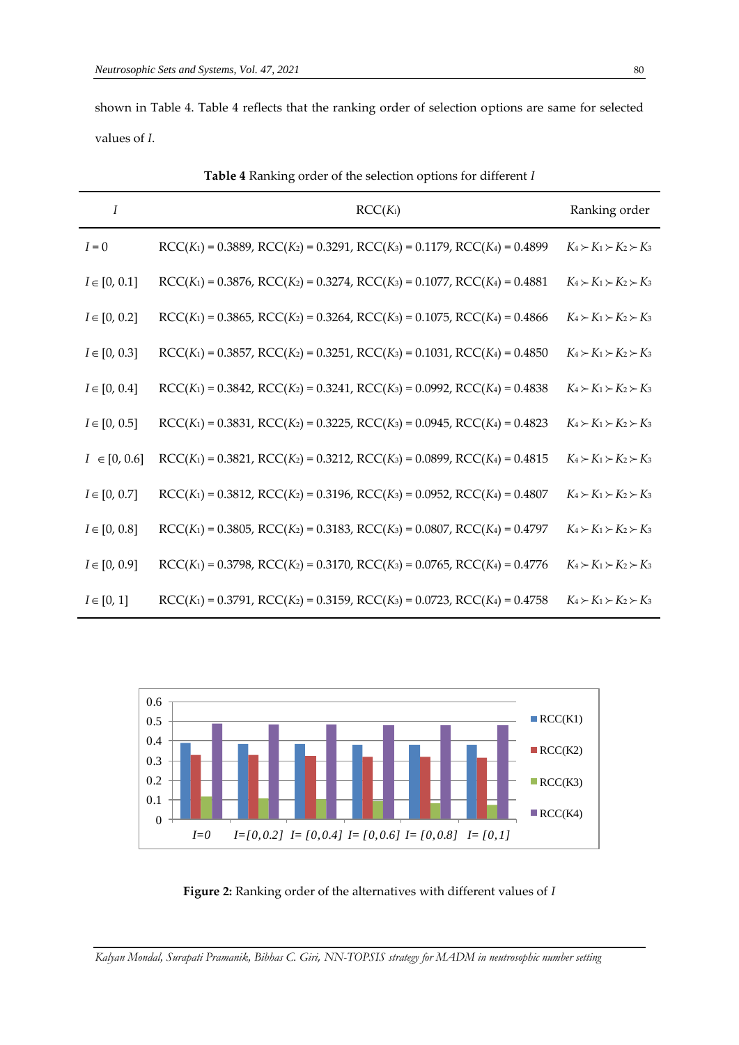shown in Table 4. Table 4 reflects that the ranking order of selection options are same for selected values of *I*.

**Table 4** Ranking order of the selection options for different *I*

| $I$ | RCC($K_i$) | Ranking order |
|---|---|---|
| $I = 0$ | RCC($K_1$) = 0.3889, RCC($K_2$) = 0.3291, RCC($K_3$) = 0.1179, RCC($K_4$) = 0.4899 | $K_4 \succ K_1 \succ K_2 \succ K_3$ |
| $I \in [0, 0.1]$ | RCC($K_1$) = 0.3876, RCC($K_2$) = 0.3274, RCC($K_3$) = 0.1077, RCC($K_4$) = 0.4881 | $K_4 \succ K_1 \succ K_2 \succ K_3$ |
| $I \in [0, 0.2]$ | RCC($K_1$) = 0.3865, RCC($K_2$) = 0.3264, RCC($K_3$) = 0.1075, RCC($K_4$) = 0.4866 | $K_4 \succ K_1 \succ K_2 \succ K_3$ |
| $I \in [0, 0.3]$ | RCC($K_1$) = 0.3857, RCC($K_2$) = 0.3251, RCC($K_3$) = 0.1031, RCC($K_4$) = 0.4850 | $K_4 \succ K_1 \succ K_2 \succ K_3$ |
| $I \in [0, 0.4]$ | RCC($K_1$) = 0.3842, RCC($K_2$) = 0.3241, RCC($K_3$) = 0.0992, RCC($K_4$) = 0.4838 | $K_4 \succ K_1 \succ K_2 \succ K_3$ |
| $I \in [0, 0.5]$ | RCC($K_1$) = 0.3831, RCC($K_2$) = 0.3225, RCC($K_3$) = 0.0945, RCC($K_4$) = 0.4823 | $K_4 \succ K_1 \succ K_2 \succ K_3$ |
| $I \in [0, 0.6]$ | RCC($K_1$) = 0.3821, RCC($K_2$) = 0.3212, RCC($K_3$) = 0.0899, RCC($K_4$) = 0.4815 | $K_4 \succ K_1 \succ K_2 \succ K_3$ |
| $I \in [0, 0.7]$ | RCC($K_1$) = 0.3812, RCC($K_2$) = 0.3196, RCC($K_3$) = 0.0952, RCC($K_4$) = 0.4807 | $K_4 \succ K_1 \succ K_2 \succ K_3$ |
| $I \in [0, 0.8]$ | RCC($K_1$) = 0.3805, RCC($K_2$) = 0.3183, RCC($K_3$) = 0.0807, RCC($K_4$) = 0.4797 | $K_4 \succ K_1 \succ K_2 \succ K_3$ |
| $I \in [0, 0.9]$ | RCC($K_1$) = 0.3798, RCC($K_2$) = 0.3170, RCC($K_3$) = 0.0765, RCC($K_4$) = 0.4776 | $K_4 \succ K_1 \succ K_2 \succ K_3$ |
| $I \in [0, 1]$ | RCC($K_1$) = 0.3791, RCC($K_2$) = 0.3159, RCC($K_3$) = 0.0723, RCC($K_4$) = 0.4758 | $K_4 \succ K_1 \succ K_2 \succ K_3$ |

**Figure 2:** Ranking order of the alternatives with different values of *I*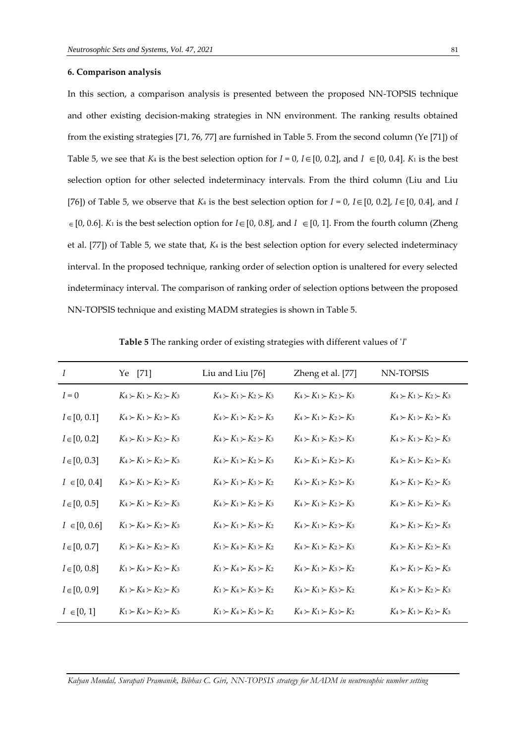### 6. Comparison analysis

In this section, a comparison analysis is presented between the proposed NN-TOPSIS technique and other existing decision-making strategies in NN environment. The ranking results obtained from the existing strategies [71, 76, 77] are furnished in Table 5. From the second column (Ye [71]) of Table 5, we see that $K_4$ is the best selection option for $I = 0$, $I \in [0, 0.2]$, and $I \in [0, 0.4]$. $K_1$ is the best selection option for other selected indeterminacy intervals. From the third column (Liu and Liu [76]) of Table 5, we observe that $K_4$ is the best selection option for $I = 0$, $I \in [0, 0.2]$, $I \in [0, 0.4]$, and $I \in [0, 0.6]$. $K_1$ is the best selection option for $I \in [0, 0.8]$, and $I \in [0, 1]$. From the fourth column (Zheng et al. [77]) of Table 5, we state that, $K_4$ is the best selection option for every selected indeterminacy interval. In the proposed technique, ranking order of selection option is unaltered for every selected indeterminacy interval. The comparison of ranking order of selection options between the proposed NN-TOPSIS technique and existing MADM strategies is shown in Table 5.

**Table 5** The ranking order of existing strategies with different values of '$I$'

| $I$ | Ye [71] | Liu and Liu [76] | Zheng et al. [77] | NN-TOPSIS |
|---|---|---|---|---|
| $I = 0$ | $K_4 \succ K_1 \succ K_2 \succ K_3$ | $K_4 \succ K_1 \succ K_2 \succ K_3$ | $K_4 \succ K_1 \succ K_2 \succ K_3$ | $K_4 \succ K_1 \succ K_2 \succ K_3$ |
| $I \in [0, 0.1]$ | $K_4 \succ K_1 \succ K_2 \succ K_3$ | $K_4 \succ K_1 \succ K_2 \succ K_3$ | $K_4 \succ K_1 \succ K_2 \succ K_3$ | $K_4 \succ K_1 \succ K_2 \succ K_3$ |
| $I \in [0, 0.2]$ | $K_4 \succ K_1 \succ K_2 \succ K_3$ | $K_4 \succ K_1 \succ K_2 \succ K_3$ | $K_4 \succ K_1 \succ K_2 \succ K_3$ | $K_4 \succ K_1 \succ K_2 \succ K_3$ |
| $I \in [0, 0.3]$ | $K_4 \succ K_1 \succ K_2 \succ K_3$ | $K_4 \succ K_1 \succ K_2 \succ K_3$ | $K_4 \succ K_1 \succ K_2 \succ K_3$ | $K_4 \succ K_1 \succ K_2 \succ K_3$ |
| $I \in [0, 0.4]$ | $K_4 \succ K_1 \succ K_2 \succ K_3$ | $K_4 \succ K_1 \succ K_3 \succ K_2$ | $K_4 \succ K_1 \succ K_2 \succ K_3$ | $K_4 \succ K_1 \succ K_2 \succ K_3$ |
| $I \in [0, 0.5]$ | $K_4 \succ K_1 \succ K_2 \succ K_3$ | $K_4 \succ K_1 \succ K_2 \succ K_3$ | $K_4 \succ K_1 \succ K_2 \succ K_3$ | $K_4 \succ K_1 \succ K_2 \succ K_3$ |
| $I \in [0, 0.6]$ | $K_1 \succ K_4 \succ K_2 \succ K_3$ | $K_4 \succ K_1 \succ K_3 \succ K_2$ | $K_4 \succ K_1 \succ K_2 \succ K_3$ | $K_4 \succ K_1 \succ K_2 \succ K_3$ |
| $I \in [0, 0.7]$ | $K_1 \succ K_4 \succ K_2 \succ K_3$ | $K_1 \succ K_4 \succ K_3 \succ K_2$ | $K_4 \succ K_1 \succ K_2 \succ K_3$ | $K_4 \succ K_1 \succ K_2 \succ K_3$ |
| $I \in [0, 0.8]$ | $K_1 \succ K_4 \succ K_2 \succ K_3$ | $K_1 \succ K_4 \succ K_3 \succ K_2$ | $K_4 \succ K_1 \succ K_3 \succ K_2$ | $K_4 \succ K_1 \succ K_2 \succ K_3$ |
| $I \in [0, 0.9]$ | $K_1 \succ K_4 \succ K_2 \succ K_3$ | $K_1 \succ K_4 \succ K_3 \succ K_2$ | $K_4 \succ K_1 \succ K_3 \succ K_2$ | $K_4 \succ K_1 \succ K_2 \succ K_3$ |
| $I \in [0, 1]$ | $K_1 \succ K_4 \succ K_2 \succ K_3$ | $K_1 \succ K_4 \succ K_3 \succ K_2$ | $K_4 \succ K_1 \succ K_3 \succ K_2$ | $K_4 \succ K_1 \succ K_2 \succ K_3$ |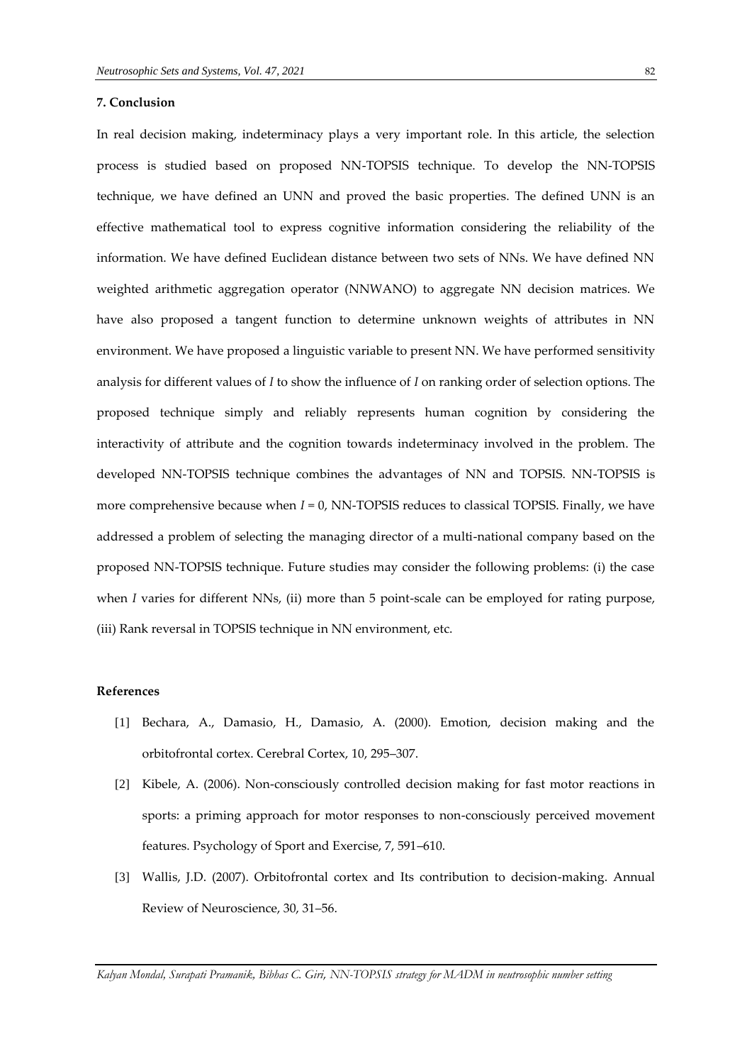## 7. Conclusion

In real decision making, indeterminacy plays a very important role. In this article, the selection process is studied based on proposed NN-TOPSIS technique. To develop the NN-TOPSIS technique, we have defined an UNN and proved the basic properties. The defined UNN is an effective mathematical tool to express cognitive information considering the reliability of the information. We have defined Euclidean distance between two sets of NNs. We have defined NN weighted arithmetic aggregation operator (NNWANO) to aggregate NN decision matrices. We have also proposed a tangent function to determine unknown weights of attributes in NN environment. We have proposed a linguistic variable to present NN. We have performed sensitivity analysis for different values of $I$ to show the influence of $I$ on ranking order of selection options. The proposed technique simply and reliably represents human cognition by considering the interactivity of attribute and the cognition towards indeterminacy involved in the problem. The developed NN-TOPSIS technique combines the advantages of NN and TOPSIS. NN-TOPSIS is more comprehensive because when $I = 0$, NN-TOPSIS reduces to classical TOPSIS. Finally, we have addressed a problem of selecting the managing director of a multi-national company based on the proposed NN-TOPSIS technique. Future studies may consider the following problems: (i) the case when $I$ varies for different NNs, (ii) more than 5 point-scale can be employed for rating purpose, (iii) Rank reversal in TOPSIS technique in NN environment, etc.

## References

[1] Bechara, A., Damasio, H., Damasio, A. (2000). Emotion, decision making and the orbitofrontal cortex. Cerebral Cortex, 10, 295–307.

[2] Kibele, A. (2006). Non-consciously controlled decision making for fast motor reactions in sports: a priming approach for motor responses to non-consciously perceived movement features. Psychology of Sport and Exercise, 7, 591–610.

[3] Wallis, J.D. (2007). Orbitofrontal cortex and Its contribution to decision-making. Annual Review of Neuroscience, 30, 31–56.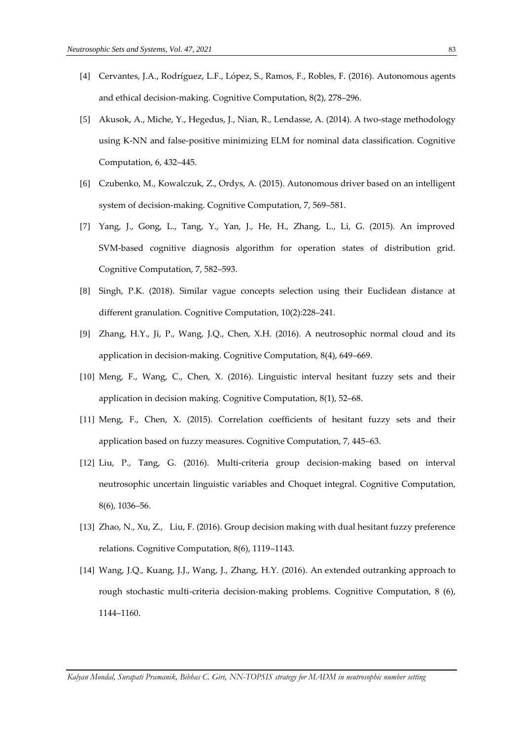[4] Cervantes, J.A., Rodríguez, L.F., López, S., Ramos, F., Robles, F. (2016). Autonomous agents and ethical decision-making. Cognitive Computation, 8(2), 278–296.

[5] Akusok, A., Miche, Y., Hegedus, J., Nian, R., Lendasse, A. (2014). A two-stage methodology using K-NN and false-positive minimizing ELM for nominal data classification. Cognitive Computation, 6, 432–445.

[6] Czubenko, M., Kowalczuk, Z., Ordys, A. (2015). Autonomous driver based on an intelligent system of decision-making. Cognitive Computation, 7, 569–581.

[7] Yang, J., Gong, L., Tang, Y., Yan, J., He, H., Zhang, L., Li, G. (2015). An improved SVM-based cognitive diagnosis algorithm for operation states of distribution grid. Cognitive Computation, 7, 582–593.

[8] Singh, P.K. (2018). Similar vague concepts selection using their Euclidean distance at different granulation. Cognitive Computation, 10(2):228–241.

[9] Zhang, H.Y., Ji, P., Wang, J.Q., Chen, X.H. (2016). A neutrosophic normal cloud and its application in decision-making. Cognitive Computation, 8(4), 649–669.

[10] Meng, F., Wang, C., Chen, X. (2016). Linguistic interval hesitant fuzzy sets and their application in decision making. Cognitive Computation, 8(1), 52–68.

[11] Meng, F., Chen, X. (2015). Correlation coefficients of hesitant fuzzy sets and their application based on fuzzy measures. Cognitive Computation, 7, 445–63.

[12] Liu, P., Tang, G. (2016). Multi-criteria group decision-making based on interval neutrosophic uncertain linguistic variables and Choquet integral. Cognitive Computation, 8(6), 1036–56.

[13] Zhao, N., Xu, Z., Liu, F. (2016). Group decision making with dual hesitant fuzzy preference relations. Cognitive Computation, 8(6), 1119–1143.

[14] Wang, J.Q., Kuang, J.J., Wang, J., Zhang, H.Y. (2016). An extended outranking approach to rough stochastic multi-criteria decision-making problems. Cognitive Computation, 8 (6), 1144–1160.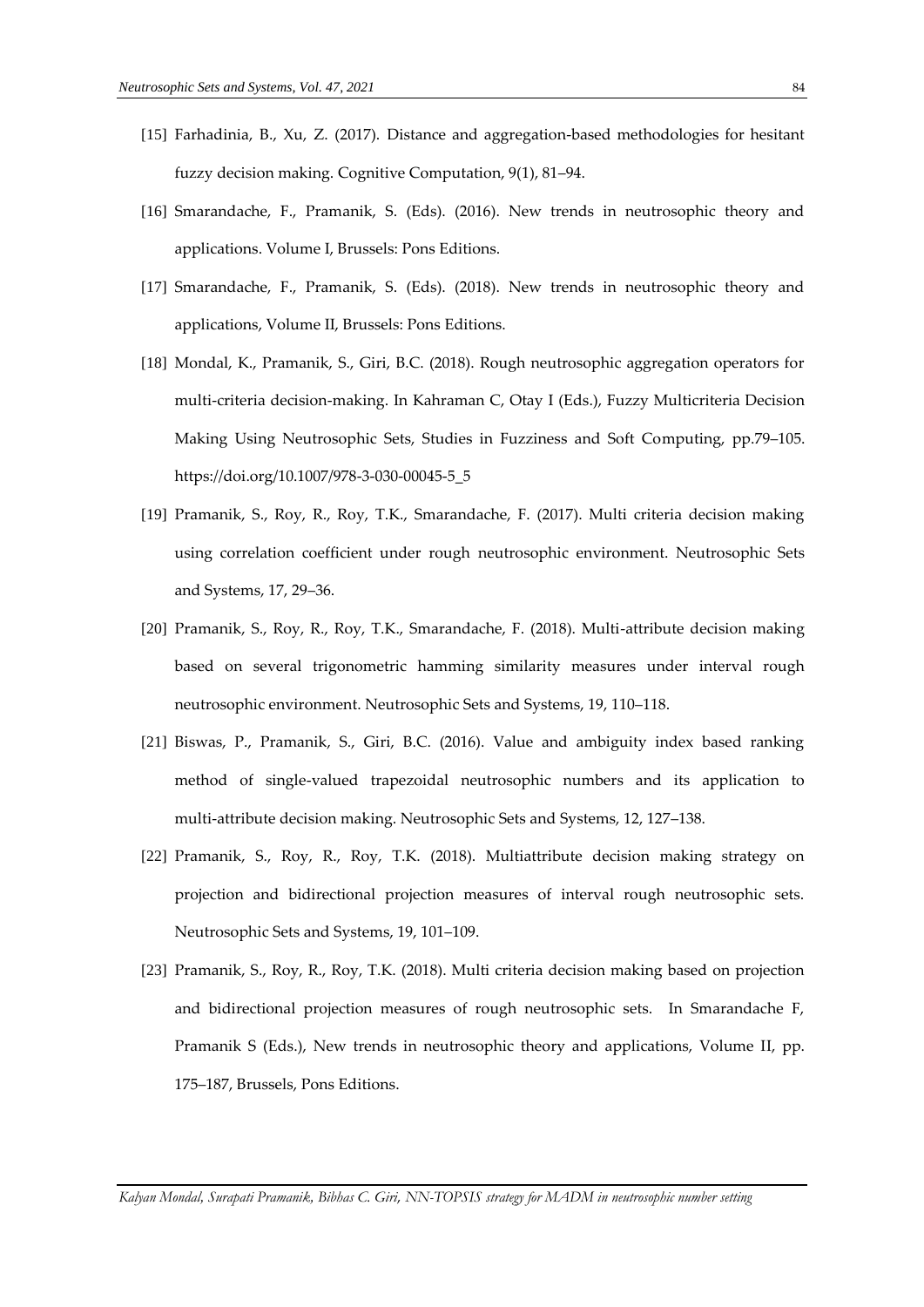[15] Farhadinia, B., Xu, Z. (2017). Distance and aggregation-based methodologies for hesitant fuzzy decision making. Cognitive Computation, 9(1), 81–94.

[16] Smarandache, F., Pramanik, S. (Eds). (2016). New trends in neutrosophic theory and applications. Volume I, Brussels: Pons Editions.

[17] Smarandache, F., Pramanik, S. (Eds). (2018). New trends in neutrosophic theory and applications, Volume II, Brussels: Pons Editions.

[18] Mondal, K., Pramanik, S., Giri, B.C. (2018). Rough neutrosophic aggregation operators for multi-criteria decision-making. In Kahraman C, Otay I (Eds.), Fuzzy Multicriteria Decision Making Using Neutrosophic Sets, Studies in Fuzziness and Soft Computing, pp.79–105. https://doi.org/10.1007/978-3-030-00045-5_5

[19] Pramanik, S., Roy, R., Roy, T.K., Smarandache, F. (2017). Multi criteria decision making using correlation coefficient under rough neutrosophic environment. Neutrosophic Sets and Systems, 17, 29–36.

[20] Pramanik, S., Roy, R., Roy, T.K., Smarandache, F. (2018). Multi-attribute decision making based on several trigonometric hamming similarity measures under interval rough neutrosophic environment. Neutrosophic Sets and Systems, 19, 110–118.

[21] Biswas, P., Pramanik, S., Giri, B.C. (2016). Value and ambiguity index based ranking method of single-valued trapezoidal neutrosophic numbers and its application to multi-attribute decision making. Neutrosophic Sets and Systems, 12, 127–138.

[22] Pramanik, S., Roy, R., Roy, T.K. (2018). Multiattribute decision making strategy on projection and bidirectional projection measures of interval rough neutrosophic sets. Neutrosophic Sets and Systems, 19, 101–109.

[23] Pramanik, S., Roy, R., Roy, T.K. (2018). Multi criteria decision making based on projection and bidirectional projection measures of rough neutrosophic sets. In Smarandache F, Pramanik S (Eds.), New trends in neutrosophic theory and applications, Volume II, pp. 175–187, Brussels, Pons Editions.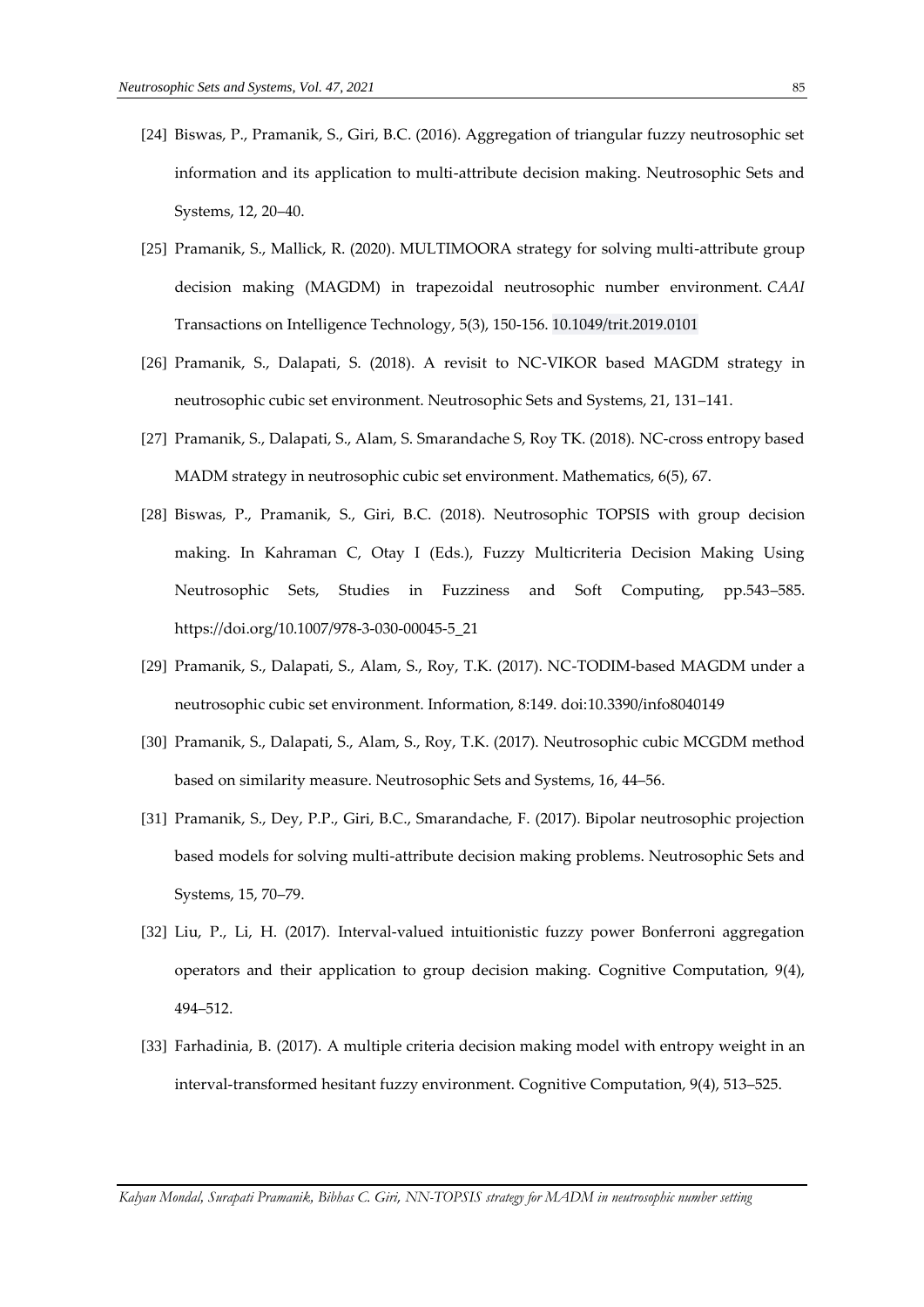[24] Biswas, P., Pramanik, S., Giri, B.C. (2016). Aggregation of triangular fuzzy neutrosophic set information and its application to multi-attribute decision making. Neutrosophic Sets and Systems, 12, 20–40.

[25] Pramanik, S., Mallick, R. (2020). MULTIMOORA strategy for solving multi-attribute group decision making (MAGDM) in trapezoidal neutrosophic number environment. *CAAI* Transactions on Intelligence Technology, 5(3), 150-156. 10.1049/trit.2019.0101

[26] Pramanik, S., Dalapati, S. (2018). A revisit to NC-VIKOR based MAGDM strategy in neutrosophic cubic set environment. Neutrosophic Sets and Systems, 21, 131–141.

[27] Pramanik, S., Dalapati, S., Alam, S. Smarandache S, Roy TK. (2018). NC-cross entropy based MADM strategy in neutrosophic cubic set environment. Mathematics, 6(5), 67.

[28] Biswas, P., Pramanik, S., Giri, B.C. (2018). Neutrosophic TOPSIS with group decision making. In Kahraman C, Otay I (Eds.), Fuzzy Multicriteria Decision Making Using Neutrosophic Sets, Studies in Fuzziness and Soft Computing, pp.543–585. https://doi.org/10.1007/978-3-030-00045-5_21

[29] Pramanik, S., Dalapati, S., Alam, S., Roy, T.K. (2017). NC-TODIM-based MAGDM under a neutrosophic cubic set environment. Information, 8:149. doi:10.3390/info8040149

[30] Pramanik, S., Dalapati, S., Alam, S., Roy, T.K. (2017). Neutrosophic cubic MCGDM method based on similarity measure. Neutrosophic Sets and Systems, 16, 44–56.

[31] Pramanik, S., Dey, P.P., Giri, B.C., Smarandache, F. (2017). Bipolar neutrosophic projection based models for solving multi-attribute decision making problems. Neutrosophic Sets and Systems, 15, 70–79.

[32] Liu, P., Li, H. (2017). Interval-valued intuitionistic fuzzy power Bonferroni aggregation operators and their application to group decision making. Cognitive Computation, 9(4), 494–512.

[33] Farhadinia, B. (2017). A multiple criteria decision making model with entropy weight in an interval-transformed hesitant fuzzy environment. Cognitive Computation, 9(4), 513–525.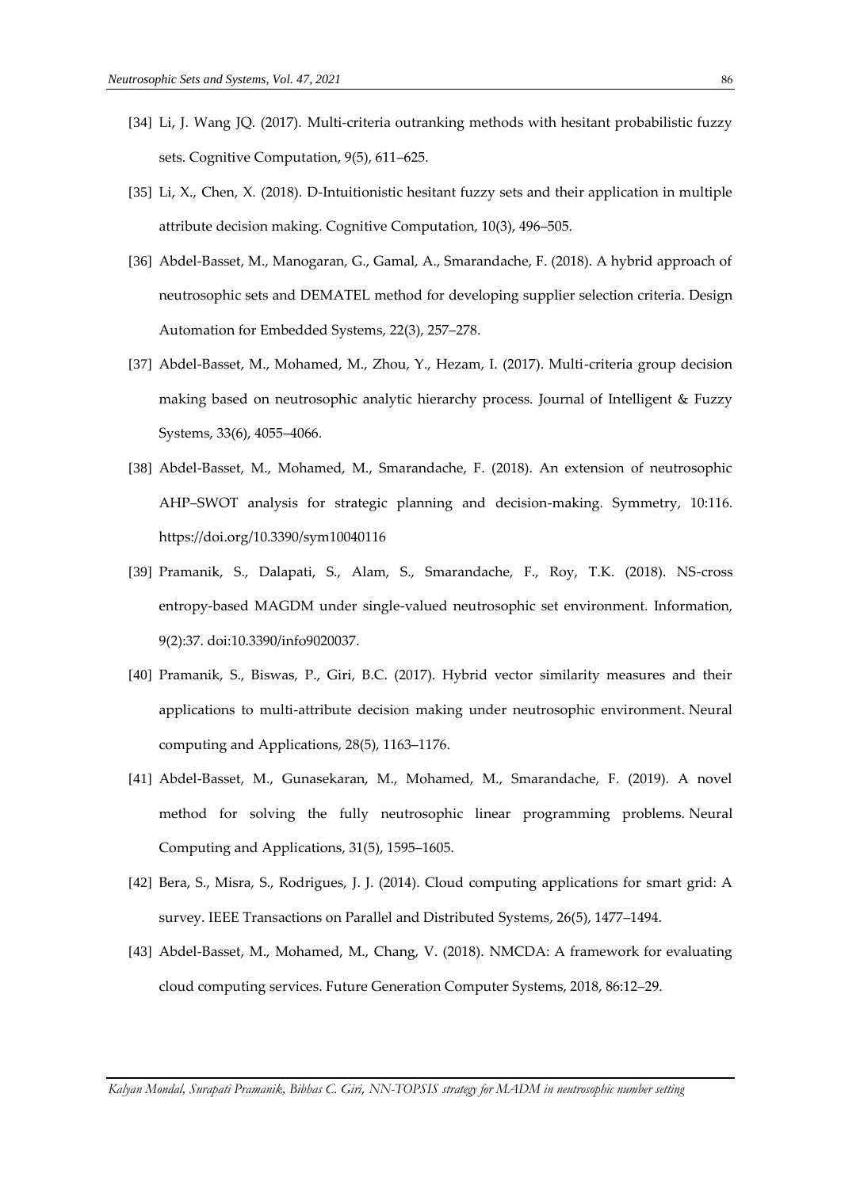[34] Li, J. Wang JQ. (2017). Multi-criteria outranking methods with hesitant probabilistic fuzzy sets. Cognitive Computation, 9(5), 611–625.

[35] Li, X., Chen, X. (2018). D-Intuitionistic hesitant fuzzy sets and their application in multiple attribute decision making. Cognitive Computation, 10(3), 496–505.

[36] Abdel-Basset, M., Manogaran, G., Gamal, A., Smarandache, F. (2018). A hybrid approach of neutrosophic sets and DEMATEL method for developing supplier selection criteria. Design Automation for Embedded Systems, 22(3), 257–278.

[37] Abdel-Basset, M., Mohamed, M., Zhou, Y., Hezam, I. (2017). Multi-criteria group decision making based on neutrosophic analytic hierarchy process. Journal of Intelligent & Fuzzy Systems, 33(6), 4055–4066.

[38] Abdel-Basset, M., Mohamed, M., Smarandache, F. (2018). An extension of neutrosophic AHP–SWOT analysis for strategic planning and decision-making. Symmetry, 10:116. https://doi.org/10.3390/sym10040116

[39] Pramanik, S., Dalapati, S., Alam, S., Smarandache, F., Roy, T.K. (2018). NS-cross entropy-based MAGDM under single-valued neutrosophic set environment. Information, 9(2):37. doi:10.3390/info9020037.

[40] Pramanik, S., Biswas, P., Giri, B.C. (2017). Hybrid vector similarity measures and their applications to multi-attribute decision making under neutrosophic environment. Neural computing and Applications, 28(5), 1163–1176.

[41] Abdel-Basset, M., Gunasekaran, M., Mohamed, M., Smarandache, F. (2019). A novel method for solving the fully neutrosophic linear programming problems. Neural Computing and Applications, 31(5), 1595–1605.

[42] Bera, S., Misra, S., Rodrigues, J. J. (2014). Cloud computing applications for smart grid: A survey. IEEE Transactions on Parallel and Distributed Systems, 26(5), 1477–1494.

[43] Abdel-Basset, M., Mohamed, M., Chang, V. (2018). NMCDA: A framework for evaluating cloud computing services. Future Generation Computer Systems, 2018, 86:12–29.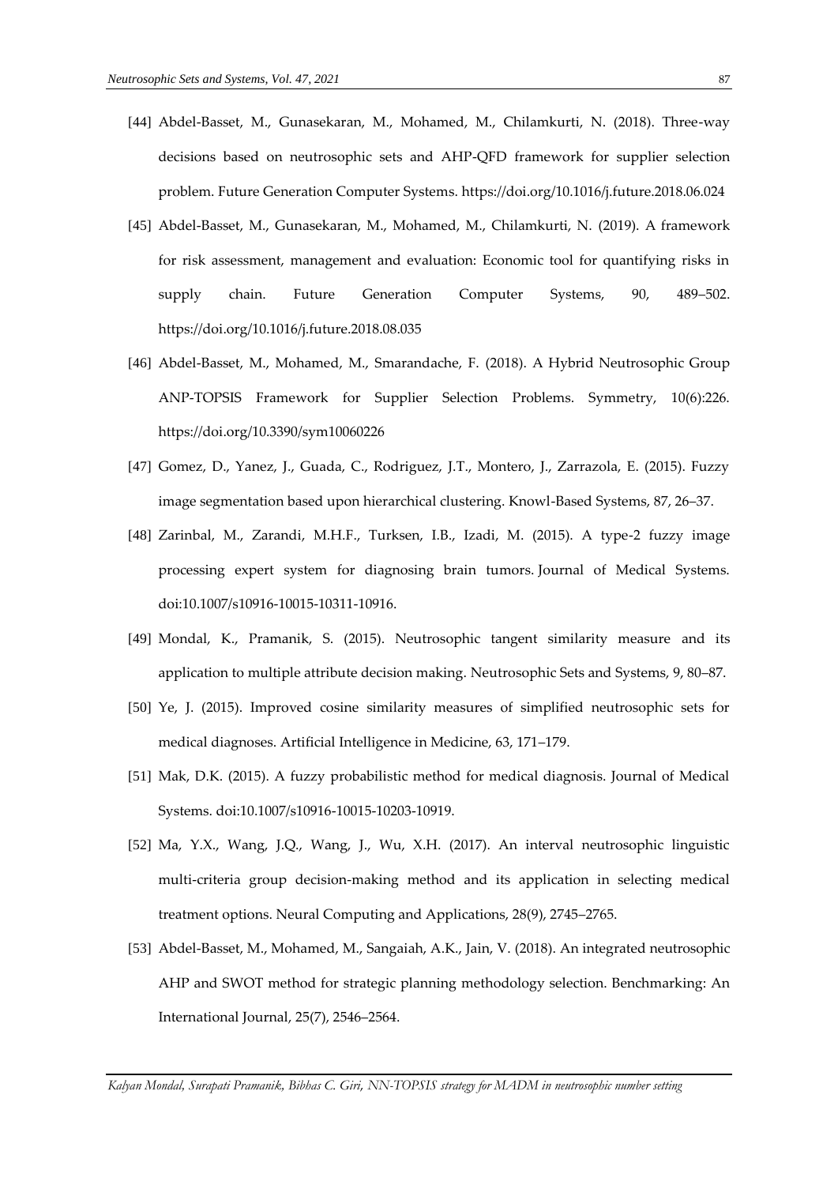[44] Abdel-Basset, M., Gunasekaran, M., Mohamed, M., Chilamkurti, N. (2018). Three-way decisions based on neutrosophic sets and AHP-QFD framework for supplier selection problem. Future Generation Computer Systems. https://doi.org/10.1016/j.future.2018.06.024

[45] Abdel-Basset, M., Gunasekaran, M., Mohamed, M., Chilamkurti, N. (2019). A framework for risk assessment, management and evaluation: Economic tool for quantifying risks in supply chain. Future Generation Computer Systems, 90, 489–502. https://doi.org/10.1016/j.future.2018.08.035

[46] Abdel-Basset, M., Mohamed, M., Smarandache, F. (2018). A Hybrid Neutrosophic Group ANP-TOPSIS Framework for Supplier Selection Problems. Symmetry, 10(6):226. https://doi.org/10.3390/sym10060226

[47] Gomez, D., Yanez, J., Guada, C., Rodriguez, J.T., Montero, J., Zarrazola, E. (2015). Fuzzy image segmentation based upon hierarchical clustering. Knowl-Based Systems, 87, 26–37.

[48] Zarinbal, M., Zarandi, M.H.F., Turksen, I.B., Izadi, M. (2015). A type-2 fuzzy image processing expert system for diagnosing brain tumors. Journal of Medical Systems. doi:10.1007/s10916-10015-10311-10916.

[49] Mondal, K., Pramanik, S. (2015). Neutrosophic tangent similarity measure and its application to multiple attribute decision making. Neutrosophic Sets and Systems, 9, 80–87.

[50] Ye, J. (2015). Improved cosine similarity measures of simplified neutrosophic sets for medical diagnoses. Artificial Intelligence in Medicine, 63, 171–179.

[51] Mak, D.K. (2015). A fuzzy probabilistic method for medical diagnosis. Journal of Medical Systems. doi:10.1007/s10916-10015-10203-10919.

[52] Ma, Y.X., Wang, J.Q., Wang, J., Wu, X.H. (2017). An interval neutrosophic linguistic multi-criteria group decision-making method and its application in selecting medical treatment options. Neural Computing and Applications, 28(9), 2745–2765.

[53] Abdel-Basset, M., Mohamed, M., Sangaiah, A.K., Jain, V. (2018). An integrated neutrosophic AHP and SWOT method for strategic planning methodology selection. Benchmarking: An International Journal, 25(7), 2546–2564.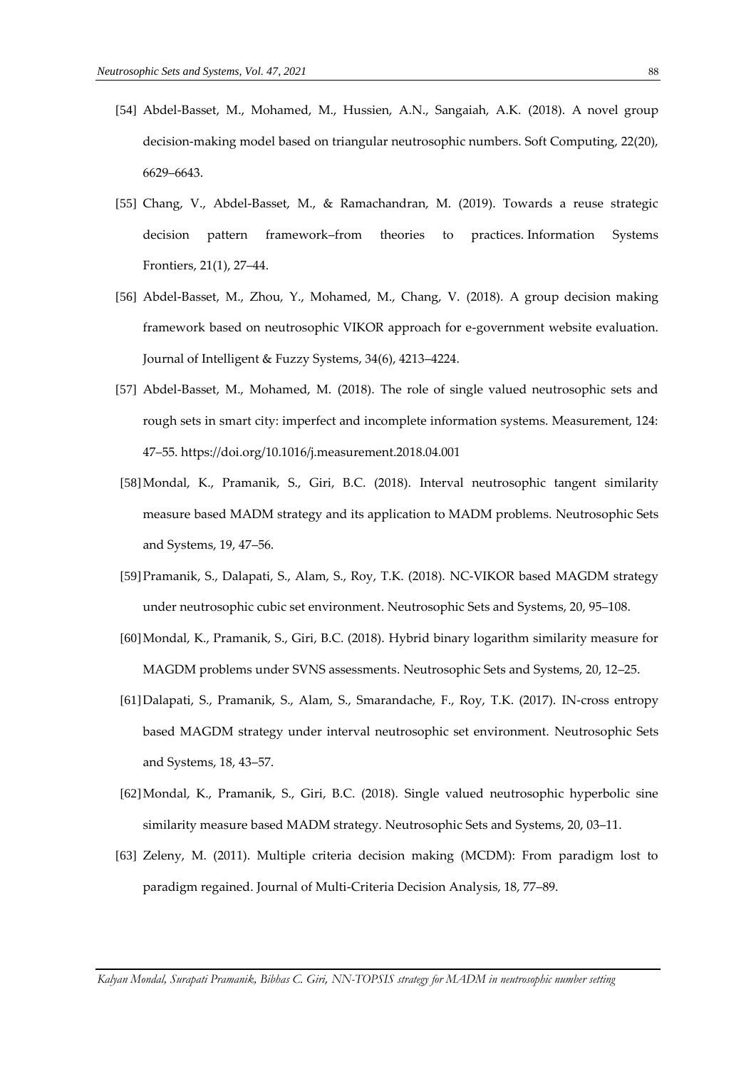[54] Abdel-Basset, M., Mohamed, M., Hussien, A.N., Sangaiah, A.K. (2018). A novel group decision-making model based on triangular neutrosophic numbers. Soft Computing, 22(20), 6629–6643.

[55] Chang, V., Abdel-Basset, M., & Ramachandran, M. (2019). Towards a reuse strategic decision pattern framework–from theories to practices. Information Systems Frontiers, 21(1), 27–44.

[56] Abdel-Basset, M., Zhou, Y., Mohamed, M., Chang, V. (2018). A group decision making framework based on neutrosophic VIKOR approach for e-government website evaluation. Journal of Intelligent & Fuzzy Systems, 34(6), 4213–4224.

[57] Abdel-Basset, M., Mohamed, M. (2018). The role of single valued neutrosophic sets and rough sets in smart city: imperfect and incomplete information systems. Measurement, 124: 47–55. https://doi.org/10.1016/j.measurement.2018.04.001

[58] Mondal, K., Pramanik, S., Giri, B.C. (2018). Interval neutrosophic tangent similarity measure based MADM strategy and its application to MADM problems. Neutrosophic Sets and Systems, 19, 47–56.

[59] Pramanik, S., Dalapati, S., Alam, S., Roy, T.K. (2018). NC-VIKOR based MAGDM strategy under neutrosophic cubic set environment. Neutrosophic Sets and Systems, 20, 95–108.

[60] Mondal, K., Pramanik, S., Giri, B.C. (2018). Hybrid binary logarithm similarity measure for MAGDM problems under SVNS assessments. Neutrosophic Sets and Systems, 20, 12–25.

[61] Dalapati, S., Pramanik, S., Alam, S., Smarandache, F., Roy, T.K. (2017). IN-cross entropy based MAGDM strategy under interval neutrosophic set environment. Neutrosophic Sets and Systems, 18, 43–57.

[62] Mondal, K., Pramanik, S., Giri, B.C. (2018). Single valued neutrosophic hyperbolic sine similarity measure based MADM strategy. Neutrosophic Sets and Systems, 20, 03–11.

[63] Zeleny, M. (2011). Multiple criteria decision making (MCDM): From paradigm lost to paradigm regained. Journal of Multi-Criteria Decision Analysis, 18, 77–89.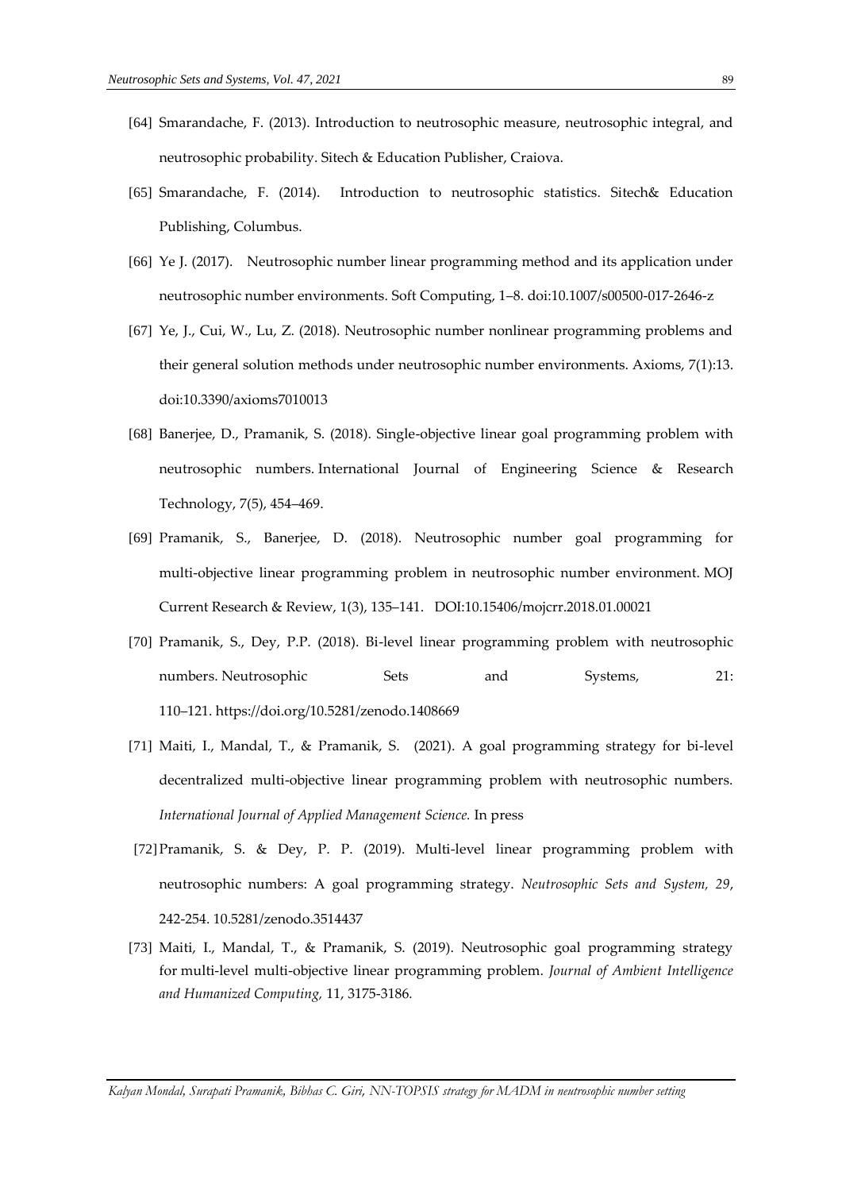[64] Smarandache, F. (2013). Introduction to neutrosophic measure, neutrosophic integral, and neutrosophic probability. Sitech & Education Publisher, Craiova.

[65] Smarandache, F. (2014). Introduction to neutrosophic statistics. Sitech& Education Publishing, Columbus.

[66] Ye J. (2017). Neutrosophic number linear programming method and its application under neutrosophic number environments. Soft Computing, 1–8. doi:10.1007/s00500-017-2646-z

[67] Ye, J., Cui, W., Lu, Z. (2018). Neutrosophic number nonlinear programming problems and their general solution methods under neutrosophic number environments. Axioms, 7(1):13. doi:10.3390/axioms7010013

[68] Banerjee, D., Pramanik, S. (2018). Single-objective linear goal programming problem with neutrosophic numbers. International Journal of Engineering Science & Research Technology, 7(5), 454–469.

[69] Pramanik, S., Banerjee, D. (2018). Neutrosophic number goal programming for multi-objective linear programming problem in neutrosophic number environment. MOJ Current Research & Review, 1(3), 135–141. DOI:10.15406/mojcrr.2018.01.00021

[70] Pramanik, S., Dey, P.P. (2018). Bi-level linear programming problem with neutrosophic numbers. Neutrosophic Sets and Systems, 21: 110–121. https://doi.org/10.5281/zenodo.1408669

[71] Maiti, I., Mandal, T., & Pramanik, S. (2021). A goal programming strategy for bi-level decentralized multi-objective linear programming problem with neutrosophic numbers. *International Journal of Applied Management Science.* In press

[72] Pramanik, S. & Dey, P. P. (2019). Multi-level linear programming problem with neutrosophic numbers: A goal programming strategy. *Neutrosophic Sets and System, 29*, 242-254. 10.5281/zenodo.3514437

[73] Maiti, I., Mandal, T., & Pramanik, S. (2019). Neutrosophic goal programming strategy for multi-level multi-objective linear programming problem. *Journal of Ambient Intelligence and Humanized Computing,* 11, 3175-3186.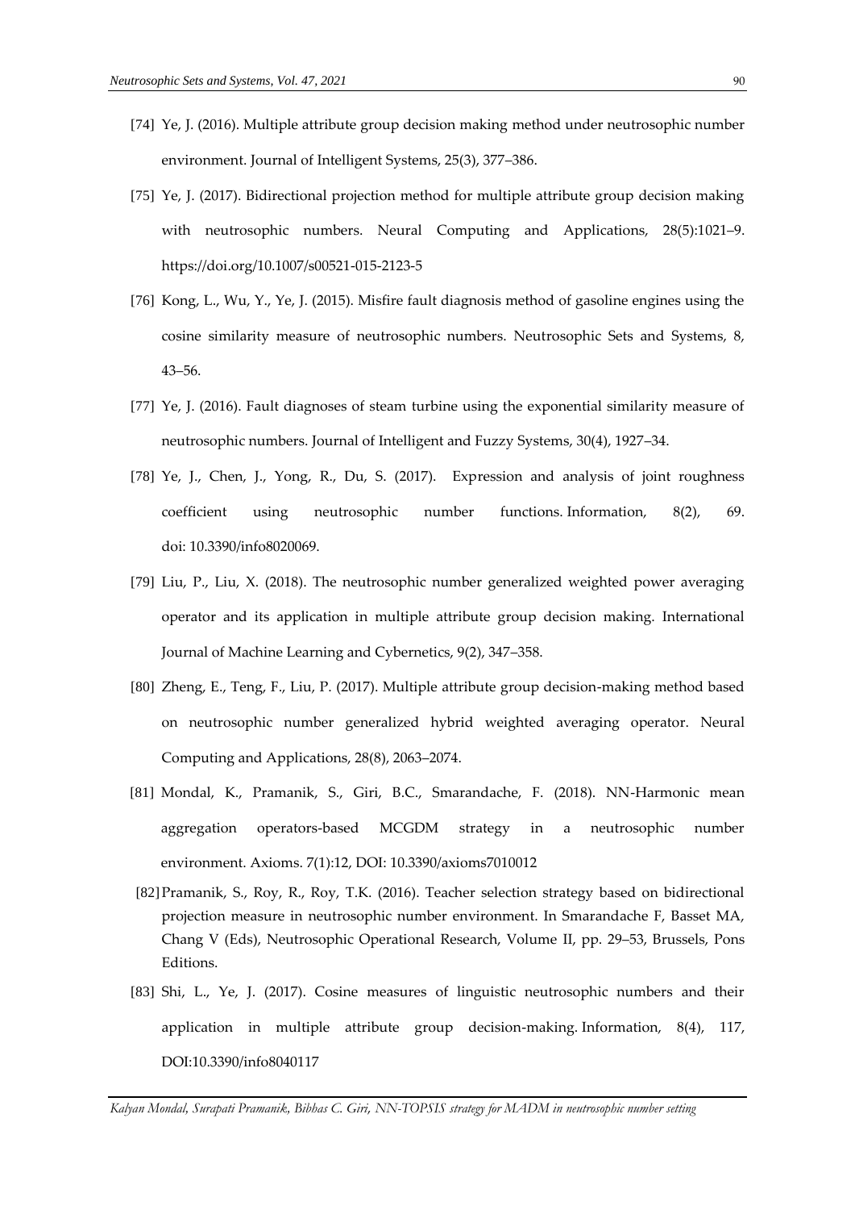[74] Ye, J. (2016). Multiple attribute group decision making method under neutrosophic number environment. Journal of Intelligent Systems, 25(3), 377–386.

[75] Ye, J. (2017). Bidirectional projection method for multiple attribute group decision making with neutrosophic numbers. Neural Computing and Applications, 28(5):1021–9. https://doi.org/10.1007/s00521-015-2123-5

[76] Kong, L., Wu, Y., Ye, J. (2015). Misfire fault diagnosis method of gasoline engines using the cosine similarity measure of neutrosophic numbers. Neutrosophic Sets and Systems, 8, 43–56.

[77] Ye, J. (2016). Fault diagnoses of steam turbine using the exponential similarity measure of neutrosophic numbers. Journal of Intelligent and Fuzzy Systems, 30(4), 1927–34.

[78] Ye, J., Chen, J., Yong, R., Du, S. (2017). Expression and analysis of joint roughness coefficient using neutrosophic number functions. Information, 8(2), 69. doi: 10.3390/info8020069.

[79] Liu, P., Liu, X. (2018). The neutrosophic number generalized weighted power averaging operator and its application in multiple attribute group decision making. International Journal of Machine Learning and Cybernetics, 9(2), 347–358.

[80] Zheng, E., Teng, F., Liu, P. (2017). Multiple attribute group decision-making method based on neutrosophic number generalized hybrid weighted averaging operator. Neural Computing and Applications, 28(8), 2063–2074.

[81] Mondal, K., Pramanik, S., Giri, B.C., Smarandache, F. (2018). NN-Harmonic mean aggregation operators-based MCGDM strategy in a neutrosophic number environment. Axioms. 7(1):12, DOI: 10.3390/axioms7010012

[82] Pramanik, S., Roy, R., Roy, T.K. (2016). Teacher selection strategy based on bidirectional projection measure in neutrosophic number environment. In Smarandache F, Basset MA, Chang V (Eds), Neutrosophic Operational Research, Volume II, pp. 29–53, Brussels, Pons Editions.

[83] Shi, L., Ye, J. (2017). Cosine measures of linguistic neutrosophic numbers and their application in multiple attribute group decision-making. Information, 8(4), 117, DOI:10.3390/info8040117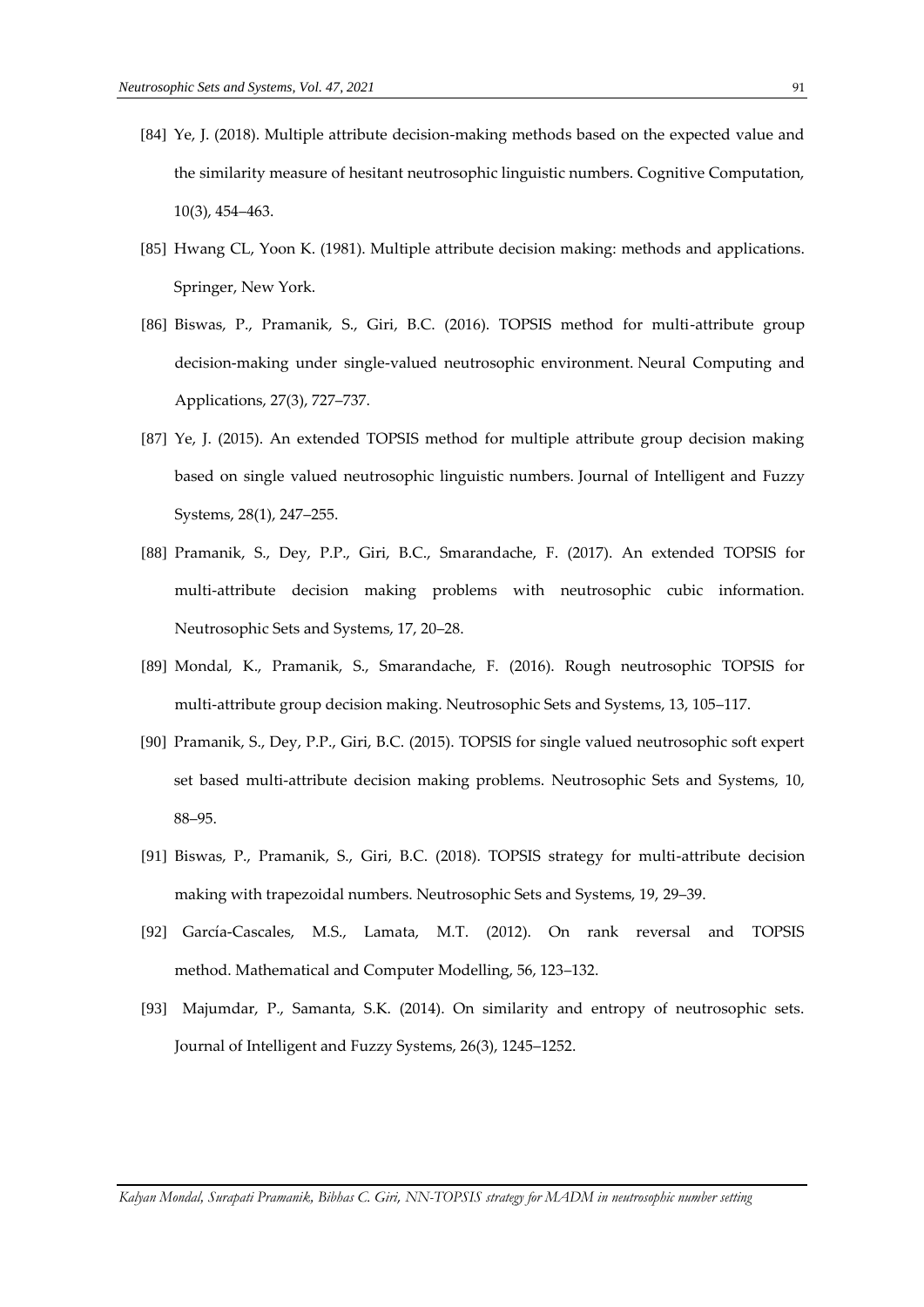[84] Ye, J. (2018). Multiple attribute decision-making methods based on the expected value and the similarity measure of hesitant neutrosophic linguistic numbers. Cognitive Computation, 10(3), 454–463.

[85] Hwang CL, Yoon K. (1981). Multiple attribute decision making: methods and applications. Springer, New York.

[86] Biswas, P., Pramanik, S., Giri, B.C. (2016). TOPSIS method for multi-attribute group decision-making under single-valued neutrosophic environment. Neural Computing and Applications, 27(3), 727–737.

[87] Ye, J. (2015). An extended TOPSIS method for multiple attribute group decision making based on single valued neutrosophic linguistic numbers. Journal of Intelligent and Fuzzy Systems, 28(1), 247–255.

[88] Pramanik, S., Dey, P.P., Giri, B.C., Smarandache, F. (2017). An extended TOPSIS for multi-attribute decision making problems with neutrosophic cubic information. Neutrosophic Sets and Systems, 17, 20–28.

[89] Mondal, K., Pramanik, S., Smarandache, F. (2016). Rough neutrosophic TOPSIS for multi-attribute group decision making. Neutrosophic Sets and Systems, 13, 105–117.

[90] Pramanik, S., Dey, P.P., Giri, B.C. (2015). TOPSIS for single valued neutrosophic soft expert set based multi-attribute decision making problems. Neutrosophic Sets and Systems, 10, 88–95.

[91] Biswas, P., Pramanik, S., Giri, B.C. (2018). TOPSIS strategy for multi-attribute decision making with trapezoidal numbers. Neutrosophic Sets and Systems, 19, 29–39.

[92] García-Cascales, M.S., Lamata, M.T. (2012). On rank reversal and TOPSIS method. Mathematical and Computer Modelling, 56, 123–132.

[93] Majumdar, P., Samanta, S.K. (2014). On similarity and entropy of neutrosophic sets. Journal of Intelligent and Fuzzy Systems, 26(3), 1245–1252.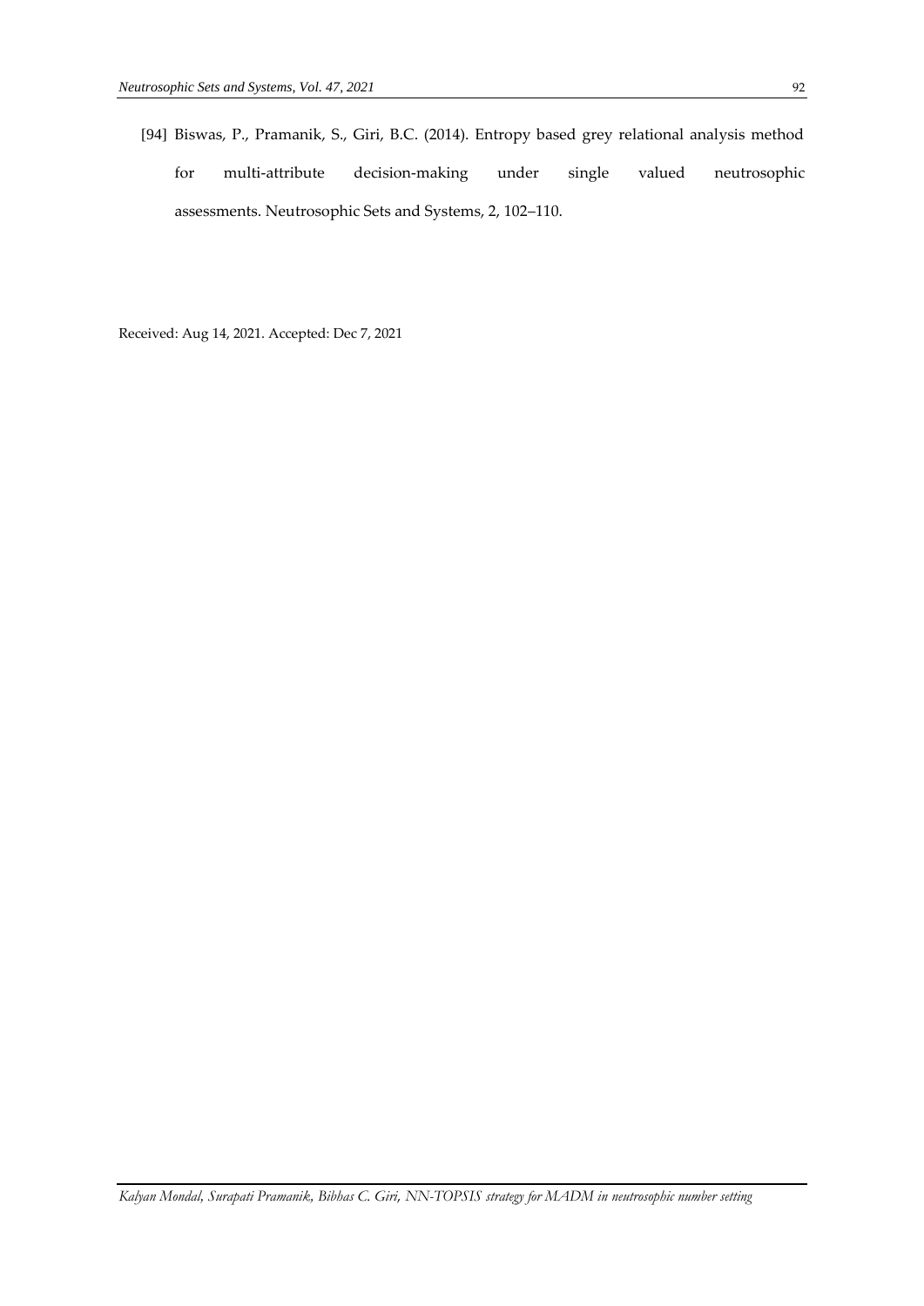[94] Biswas, P., Pramanik, S., Giri, B.C. (2014). Entropy based grey relational analysis method for multi-attribute decision-making under single valued neutrosophic assessments. Neutrosophic Sets and Systems, 2, 102–110.

Received: Aug 14, 2021. Accepted: Dec 7, 2021